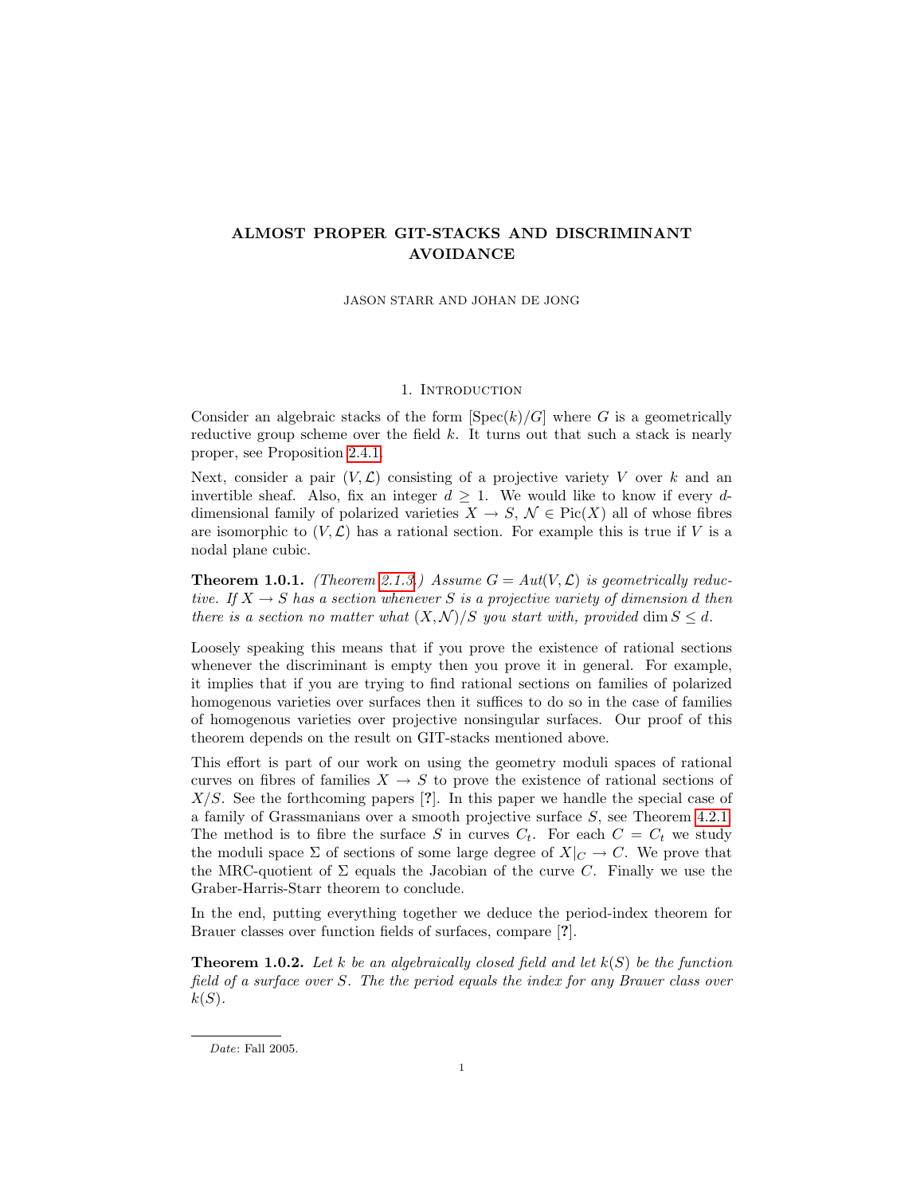# ALMOST PROPER GIT-STACKS AND DISCRIMINANT AVOIDANCE

JASON STARR AND JOHAN DE JONG

## 1. Introduction

Consider an algebraic stacks of the form $[\mathrm{Spec}(k)/G]$ where $G$ is a geometrically reductive group scheme over the field $k$. It turns out that such a stack is nearly proper, see Proposition 2.4.1.

Next, consider a pair $(V, \mathcal{L})$ consisting of a projective variety $V$ over $k$ and an invertible sheaf. Also, fix an integer $d \geq 1$. We would like to know if every $d$-dimensional family of polarized varieties $X \to S$, $\mathcal{N} \in \mathrm{Pic}(X)$ all of whose fibres are isomorphic to $(V, \mathcal{L})$ has a rational section. For example this is true if $V$ is a nodal plane cubic.

**Theorem 1.0.1.** *(Theorem 2.1.3.) Assume $G = Aut(V, \mathcal{L})$ is geometrically reductive. If $X \to S$ has a section whenever $S$ is a projective variety of dimension $d$ then there is a section no matter what $(X, \mathcal{N})/S$ you start with, provided $\dim S \leq d$.*

Loosely speaking this means that if you prove the existence of rational sections whenever the discriminant is empty then you prove it in general. For example, it implies that if you are trying to find rational sections on families of polarized homogenous varieties over surfaces then it suffices to do so in the case of families of homogenous varieties over projective nonsingular surfaces. Our proof of this theorem depends on the result on GIT-stacks mentioned above.

This effort is part of our work on using the geometry moduli spaces of rational curves on fibres of families $X \to S$ to prove the existence of rational sections of $X/S$. See the forthcoming papers [?]. In this paper we handle the special case of a family of Grassmanians over a smooth projective surface $S$, see Theorem 4.2.1. The method is to fibre the surface $S$ in curves $C_t$. For each $C = C_t$ we study the moduli space $\Sigma$ of sections of some large degree of $X|_C \to C$. We prove that the MRC-quotient of $\Sigma$ equals the Jacobian of the curve $C$. Finally we use the Graber-Harris-Starr theorem to conclude.

In the end, putting everything together we deduce the period-index theorem for Brauer classes over function fields of surfaces, compare [?].

**Theorem 1.0.2.** *Let $k$ be an algebraically closed field and let $k(S)$ be the function field of a surface over $S$. The the period equals the index for any Brauer class over $k(S)$.*

---

*Date*: Fall 2005.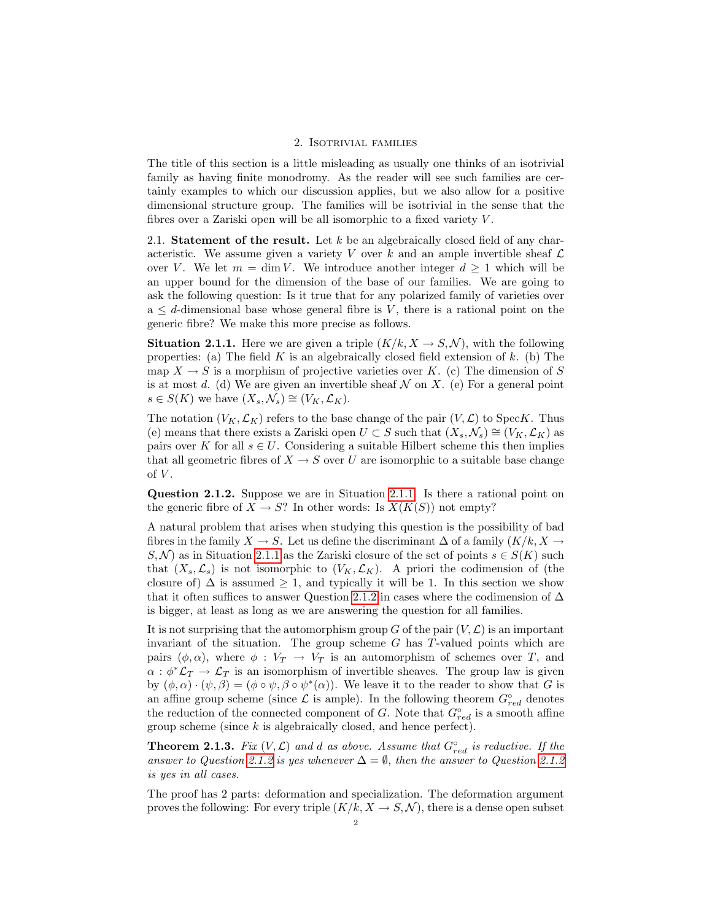## 2. Isotrivial families

The title of this section is a little misleading as usually one thinks of an isotrivial family as having finite monodromy. As the reader will see such families are certainly examples to which our discussion applies, but we also allow for a positive dimensional structure group. The families will be isotrivial in the sense that the fibres over a Zariski open will be all isomorphic to a fixed variety $V$.

### 2.1. Statement of the result.

Let $k$ be an algebraically closed field of any characteristic. We assume given a variety $V$ over $k$ and an ample invertible sheaf $\mathcal{L}$ over $V$. We let $m = \dim V$. We introduce another integer $d \geq 1$ which will be an upper bound for the dimension of the base of our families. We are going to ask the following question: Is it true that for any polarized family of varieties over a $\leq d$-dimensional base whose general fibre is $V$, there is a rational point on the generic fibre? We make this more precise as follows.

**Situation 2.1.1.** Here we are given a triple $(K/k, X \to S, \mathcal{N})$, with the following properties: (a) The field $K$ is an algebraically closed field extension of $k$. (b) The map $X \to S$ is a morphism of projective varieties over $K$. (c) The dimension of $S$ is at most $d$. (d) We are given an invertible sheaf $\mathcal{N}$ on $X$. (e) For a general point $s \in S(K)$ we have $(X_s, \mathcal{N}_s) \cong (V_K, \mathcal{L}_K)$.

The notation $(V_K, \mathcal{L}_K)$ refers to the base change of the pair $(V, \mathcal{L})$ to $\mathrm{Spec} K$. Thus (e) means that there exists a Zariski open $U \subset S$ such that $(X_s, \mathcal{N}_s) \cong (V_K, \mathcal{L}_K)$ as pairs over $K$ for all $s \in U$. Considering a suitable Hilbert scheme this then implies that all geometric fibres of $X \to S$ over $U$ are isomorphic to a suitable base change of $V$.

**Question 2.1.2.** Suppose we are in Situation 2.1.1. Is there a rational point on the generic fibre of $X \to S$? In other words: Is $X(K(S))$ not empty?

A natural problem that arises when studying this question is the possibility of bad fibres in the family $X \to S$. Let us define the discriminant $\Delta$ of a family $(K/k, X \to S, \mathcal{N})$ as in Situation 2.1.1 as the Zariski closure of the set of points $s \in S(K)$ such that $(X_s, \mathcal{L}_s)$ is not isomorphic to $(V_K, \mathcal{L}_K)$. A priori the codimension of (the closure of) $\Delta$ is assumed $\geq 1$, and typically it will be 1. In this section we show that it often suffices to answer Question 2.1.2 in cases where the codimension of $\Delta$ is bigger, at least as long as we are answering the question for all families.

It is not surprising that the automorphism group $G$ of the pair $(V, \mathcal{L})$ is an important invariant of the situation. The group scheme $G$ has $T$-valued points which are pairs $(\phi, \alpha)$, where $\phi : V_T \to V_T$ is an automorphism of schemes over $T$, and $\alpha : \phi^*\mathcal{L}_T \to \mathcal{L}_T$ is an isomorphism of invertible sheaves. The group law is given by $(\phi, \alpha) \cdot (\psi, \beta) = (\phi \circ \psi, \beta \circ \psi^*(\alpha))$. We leave it to the reader to show that $G$ is an affine group scheme (since $\mathcal{L}$ is ample). In the following theorem $G^\circ_{red}$ denotes the reduction of the connected component of $G$. Note that $G^\circ_{red}$ is a smooth affine group scheme (since $k$ is algebraically closed, and hence perfect).

**Theorem 2.1.3.** *Fix $(V, \mathcal{L})$ and $d$ as above. Assume that $G^\circ_{red}$ is reductive. If the answer to Question 2.1.2 is yes whenever $\Delta = \emptyset$, then the answer to Question 2.1.2 is yes in all cases.*

The proof has 2 parts: deformation and specialization. The deformation argument proves the following: For every triple $(K/k, X \to S, \mathcal{N})$, there is a dense open subset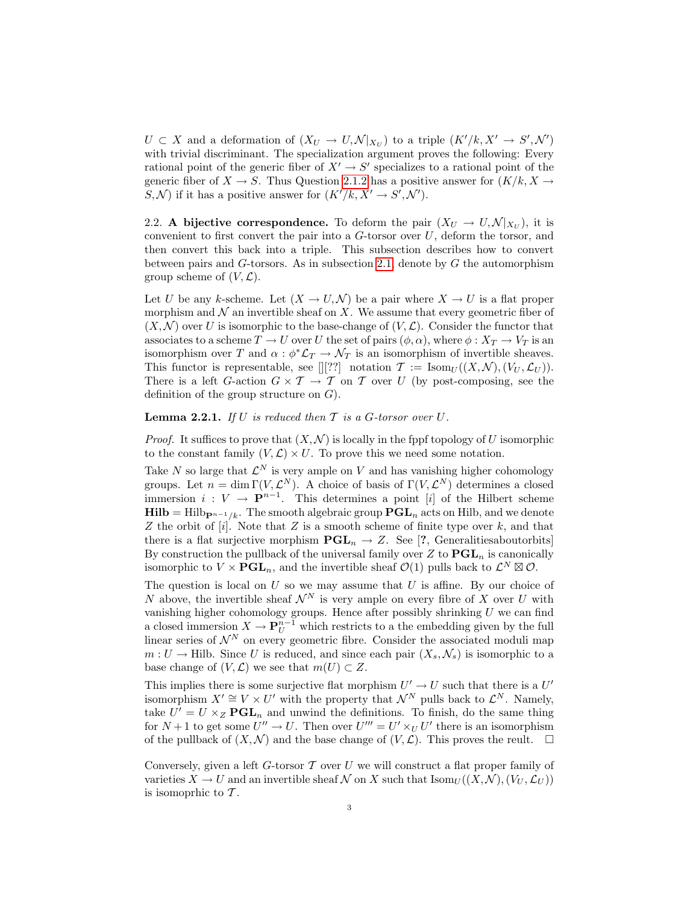$U \subset X$ and a deformation of $(X_U \to U, \mathcal{N}|_{X_U})$ to a triple $(K'/k, X' \to S', \mathcal{N}')$ with trivial discriminant. The specialization argument proves the following: Every rational point of the generic fiber of $X' \to S'$ specializes to a rational point of the generic fiber of $X \to S$. Thus Question 2.1.2 has a positive answer for $(K/k, X \to S, \mathcal{N})$ if it has a positive answer for $(K'/k, X' \to S', \mathcal{N}')$.

2.2. **A bijective correspondence.** To deform the pair $(X_U \to U, \mathcal{N}|_{X_U})$, it is convenient to first convert the pair into a $G$-torsor over $U$, deform the torsor, and then convert this back into a triple. This subsection describes how to convert between pairs and $G$-torsors. As in subsection 2.1, denote by $G$ the automorphism group scheme of $(V, \mathcal{L})$.

Let $U$ be any $k$-scheme. Let $(X \to U, \mathcal{N})$ be a pair where $X \to U$ is a flat proper morphism and $\mathcal{N}$ an invertible sheaf on $X$. We assume that every geometric fiber of $(X, \mathcal{N})$ over $U$ is isomorphic to the base-change of $(V, \mathcal{L})$. Consider the functor that associates to a scheme $T \to U$ over $U$ the set of pairs $(\phi, \alpha)$, where $\phi : X_T \to V_T$ is an isomorphism over $T$ and $\alpha : \phi^* \mathcal{L}_T \to \mathcal{N}_T$ is an isomorphism of invertible sheaves. This functor is representable, see [][??] notation $\mathcal{T} := \mathrm{Isom}_U((X, \mathcal{N}), (V_U, \mathcal{L}_U))$. There is a left $G$-action $G \times \mathcal{T} \to \mathcal{T}$ on $\mathcal{T}$ over $U$ (by post-composing, see the definition of the group structure on $G$).

**Lemma 2.2.1.** *If $U$ is reduced then $\mathcal{T}$ is a $G$-torsor over $U$.*

*Proof.* It suffices to prove that $(X, \mathcal{N})$ is locally in the fppf topology of $U$ isomorphic to the constant family $(V, \mathcal{L}) \times U$. To prove this we need some notation.

Take $N$ so large that $\mathcal{L}^N$ is very ample on $V$ and has vanishing higher cohomology groups. Let $n = \dim \Gamma(V, \mathcal{L}^N)$. A choice of basis of $\Gamma(V, \mathcal{L}^N)$ determines a closed immersion $i : V \to \mathbf{P}^{n-1}$. This determines a point $[i]$ of the Hilbert scheme $\mathbf{Hilb} = \mathrm{Hilb}_{\mathbf{P}^{n-1}/k}$. The smooth algebraic group $\mathbf{PGL}_n$ acts on Hilb, and we denote $Z$ the orbit of $[i]$. Note that $Z$ is a smooth scheme of finite type over $k$, and that there is a flat surjective morphism $\mathbf{PGL}_n \to Z$. See [**?**, Generalitiesaboutorbits] By construction the pullback of the universal family over $Z$ to $\mathbf{PGL}_n$ is canonically isomorphic to $V \times \mathbf{PGL}_n$, and the invertible sheaf $\mathcal{O}(1)$ pulls back to $\mathcal{L}^N \boxtimes \mathcal{O}$.

The question is local on $U$ so we may assume that $U$ is affine. By our choice of $N$ above, the invertible sheaf $\mathcal{N}^N$ is very ample on every fibre of $X$ over $U$ with vanishing higher cohomology groups. Hence after possibly shrinking $U$ we can find a closed immersion $X \to \mathbf{P}^{n-1}_U$ which restricts to a the embedding given by the full linear series of $\mathcal{N}^N$ on every geometric fibre. Consider the associated moduli map $m : U \to \mathrm{Hilb}$. Since $U$ is reduced, and since each pair $(X_s, \mathcal{N}_s)$ is isomorphic to a base change of $(V, \mathcal{L})$ we see that $m(U) \subset Z$.

This implies there is some surjective flat morphism $U' \to U$ such that there is a $U'$ isomorphism $X' \cong V \times U'$ with the property that $\mathcal{N}^N$ pulls back to $\mathcal{L}^N$. Namely, take $U' = U \times_Z \mathbf{PGL}_n$ and unwind the definitions. To finish, do the same thing for $N+1$ to get some $U'' \to U$. Then over $U''' = U' \times_U U'$ there is an isomorphism of the pullback of $(X, \mathcal{N})$ and the base change of $(V, \mathcal{L})$. This proves the reult. $\square$

Conversely, given a left $G$-torsor $\mathcal{T}$ over $U$ we will construct a flat proper family of varieties $X \to U$ and an invertible sheaf $\mathcal{N}$ on $X$ such that $\mathrm{Isom}_U((X, \mathcal{N}), (V_U, \mathcal{L}_U))$ is isomoprhic to $\mathcal{T}$.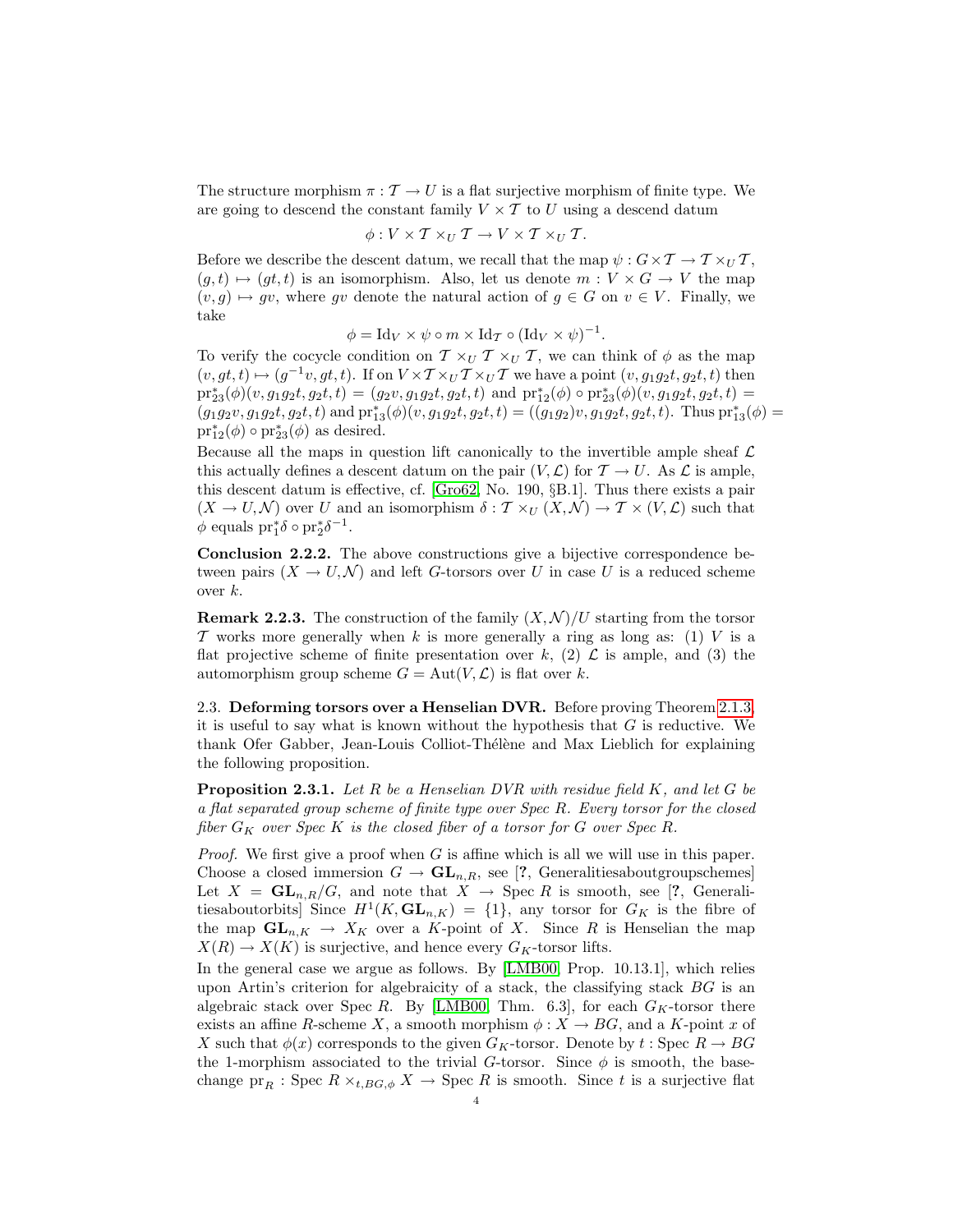The structure morphism $\pi : \mathcal{T} \to U$ is a flat surjective morphism of finite type. We are going to descend the constant family $V \times \mathcal{T}$ to $U$ using a descend datum

$$\phi : V \times \mathcal{T} \times_U \mathcal{T} \to V \times \mathcal{T} \times_U \mathcal{T}.$$

Before we describe the descent datum, we recall that the map $\psi : G \times \mathcal{T} \to \mathcal{T} \times_U \mathcal{T}$, $(g, t) \mapsto (gt, t)$ is an isomorphism. Also, let us denote $m : V \times G \to V$ the map $(v, g) \mapsto gv$, where $gv$ denote the natural action of $g \in G$ on $v \in V$. Finally, we take

$$\phi = \mathrm{Id}_V \times \psi \circ m \times \mathrm{Id}_{\mathcal{T}} \circ (\mathrm{Id}_V \times \psi)^{-1}.$$

To verify the cocycle condition on $\mathcal{T} \times_U \mathcal{T} \times_U \mathcal{T}$, we can think of $\phi$ as the map $(v, gt, t) \mapsto (g^{-1}v, gt, t)$. If on $V \times \mathcal{T} \times_U \mathcal{T} \times_U \mathcal{T}$ we have a point $(v, g_1 g_2 t, g_2 t, t)$ then $\mathrm{pr}_{23}^*(\phi)(v, g_1 g_2 t, g_2 t, t) = (g_2 v, g_1 g_2 t, g_2 t, t)$ and $\mathrm{pr}_{12}^*(\phi) \circ \mathrm{pr}_{23}^*(\phi)(v, g_1 g_2 t, g_2 t, t) = (g_1 g_2 v, g_1 g_2 t, g_2 t, t)$ and $\mathrm{pr}_{13}^*(\phi)(v, g_1 g_2 t, g_2 t, t) = ((g_1 g_2) v, g_1 g_2 t, g_2 t, t)$. Thus $\mathrm{pr}_{13}^*(\phi) = \mathrm{pr}_{12}^*(\phi) \circ \mathrm{pr}_{23}^*(\phi)$ as desired.

Because all the maps in question lift canonically to the invertible ample sheaf $\mathcal{L}$ this actually defines a descent datum on the pair $(V, \mathcal{L})$ for $\mathcal{T} \to U$. As $\mathcal{L}$ is ample, this descent datum is effective, cf. [Gro62, No. 190, §B.1]. Thus there exists a pair $(X \to U, \mathcal{N})$ over $U$ and an isomorphism $\delta : \mathcal{T} \times_U (X, \mathcal{N}) \to \mathcal{T} \times (V, \mathcal{L})$ such that $\phi$ equals $\mathrm{pr}_1^* \delta \circ \mathrm{pr}_2^* \delta^{-1}$.

**Conclusion 2.2.2.** The above constructions give a bijective correspondence between pairs $(X \to U, \mathcal{N})$ and left $G$-torsors over $U$ in case $U$ is a reduced scheme over $k$.

**Remark 2.2.3.** The construction of the family $(X, \mathcal{N})/U$ starting from the torsor $\mathcal{T}$ works more generally when $k$ is more generally a ring as long as: (1) $V$ is a flat projective scheme of finite presentation over $k$, (2) $\mathcal{L}$ is ample, and (3) the automorphism group scheme $G = \mathrm{Aut}(V, \mathcal{L})$ is flat over $k$.

2.3. **Deforming torsors over a Henselian DVR.** Before proving Theorem 2.1.3, it is useful to say what is known without the hypothesis that $G$ is reductive. We thank Ofer Gabber, Jean-Louis Colliot-Thélène and Max Lieblich for explaining the following proposition.

**Proposition 2.3.1.** *Let $R$ be a Henselian DVR with residue field $K$, and let $G$ be a flat separated group scheme of finite type over Spec $R$. Every torsor for the closed fiber $G_K$ over Spec $K$ is the closed fiber of a torsor for $G$ over Spec $R$.*

*Proof.* We first give a proof when $G$ is affine which is all we will use in this paper. Choose a closed immersion $G \to \mathbf{GL}_{n,R}$, see [?, Generalitiesaboutgroupschemes] Let $X = \mathbf{GL}_{n,R}/G$, and note that $X \to \mathrm{Spec}\, R$ is smooth, see [?, Generalitiesaboutorbits] Since $H^1(K, \mathbf{GL}_{n,K}) = \{1\}$, any torsor for $G_K$ is the fibre of the map $\mathbf{GL}_{n,K} \to X_K$ over a $K$-point of $X$. Since $R$ is Henselian the map $X(R) \to X(K)$ is surjective, and hence every $G_K$-torsor lifts.

In the general case we argue as follows. By [LMB00, Prop. 10.13.1], which relies upon Artin's criterion for algebraicity of a stack, the classifying stack $BG$ is an algebraic stack over Spec $R$. By [LMB00, Thm. 6.3], for each $G_K$-torsor there exists an affine $R$-scheme $X$, a smooth morphism $\phi : X \to BG$, and a $K$-point $x$ of $X$ such that $\phi(x)$ corresponds to the given $G_K$-torsor. Denote by $t : \mathrm{Spec}\, R \to BG$ the 1-morphism associated to the trivial $G$-torsor. Since $\phi$ is smooth, the base-change $\mathrm{pr}_R : \mathrm{Spec}\, R \times_{t, BG, \phi} X \to \mathrm{Spec}\, R$ is smooth. Since $t$ is a surjective flat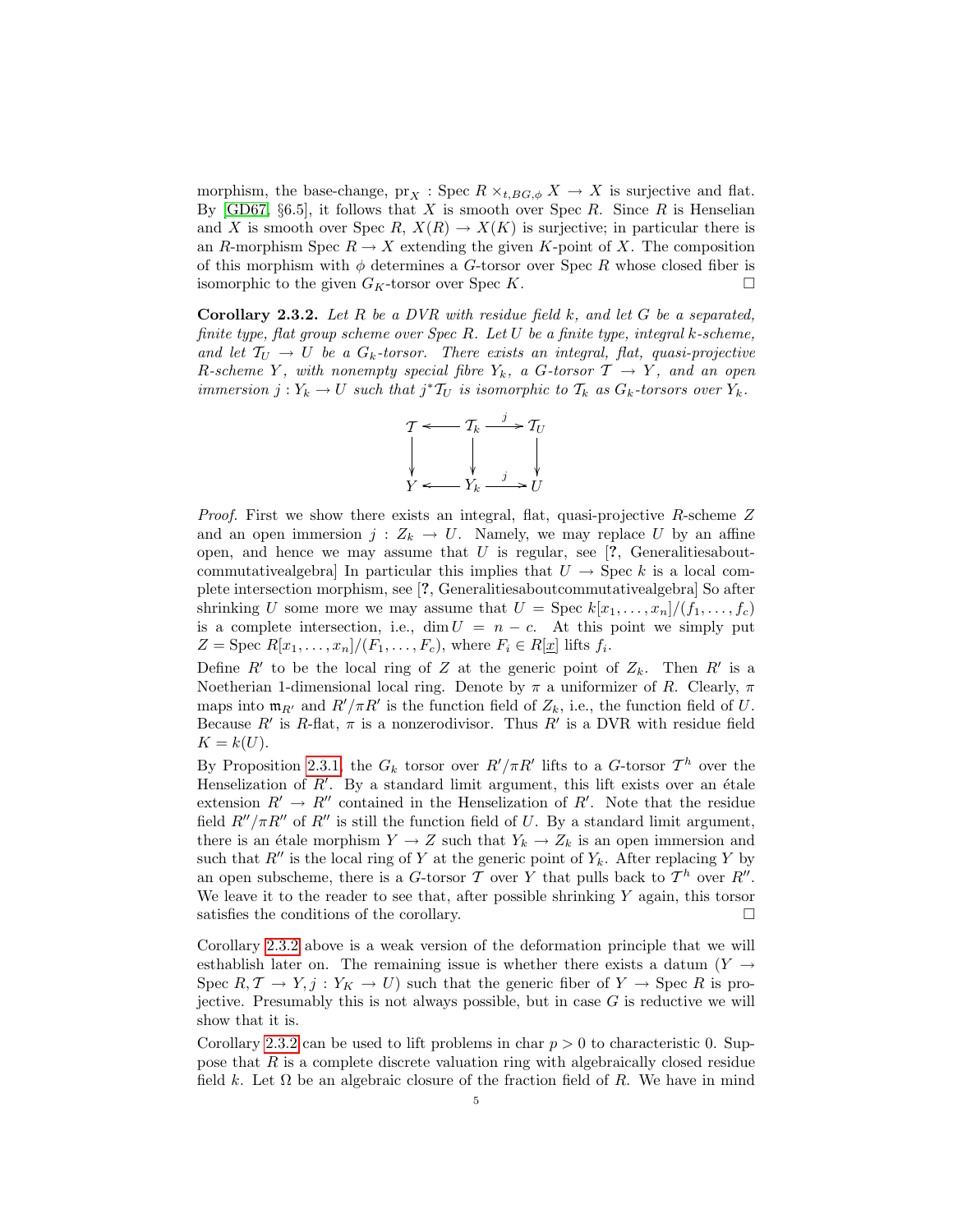morphism, the base-change, $\mathrm{pr}_X : \mathrm{Spec}\, R \times_{t,BG,\phi} X \to X$ is surjective and flat. By [GD67, §6.5], it follows that $X$ is smooth over $\mathrm{Spec}\, R$. Since $R$ is Henselian and $X$ is smooth over $\mathrm{Spec}\, R$, $X(R) \to X(K)$ is surjective; in particular there is an $R$-morphism $\mathrm{Spec}\, R \to X$ extending the given $K$-point of $X$. The composition of this morphism with $\phi$ determines a $G$-torsor over $\mathrm{Spec}\, R$ whose closed fiber is isomorphic to the given $G_K$-torsor over $\mathrm{Spec}\, K$. □

**Corollary 2.3.2.** *Let $R$ be a DVR with residue field $k$, and let $G$ be a separated, finite type, flat group scheme over $\mathrm{Spec}\, R$. Let $U$ be a finite type, integral $k$-scheme, and let $\mathcal{T}_U \to U$ be a $G_k$-torsor. There exists an integral, flat, quasi-projective $R$-scheme $Y$, with nonempty special fibre $Y_k$, a $G$-torsor $\mathcal{T} \to Y$, and an open immersion $j : Y_k \to U$ such that $j^*\mathcal{T}_U$ is isomorphic to $\mathcal{T}_k$ as $G_k$-torsors over $Y_k$.*

$$\begin{array}{ccccc}
\mathcal{T} & \longleftarrow & \mathcal{T}_k & \xrightarrow{\;j\;} & \mathcal{T}_U \\
\downarrow & & \downarrow & & \downarrow \\
Y & \longleftarrow & Y_k & \xrightarrow{\;j\;} & U
\end{array}$$

*Proof.* First we show there exists an integral, flat, quasi-projective $R$-scheme $Z$ and an open immersion $j : Z_k \to U$. Namely, we may replace $U$ by an affine open, and hence we may assume that $U$ is regular, see [?, Generalitiesaboutcommutativealgebra] In particular this implies that $U \to \mathrm{Spec}\, k$ is a local complete intersection morphism, see [?, Generalitiesaboutcommutativealgebra] So after shrinking $U$ some more we may assume that $U = \mathrm{Spec}\, k[x_1, \ldots, x_n]/(f_1, \ldots, f_c)$ is a complete intersection, i.e., $\dim U = n - c$. At this point we simply put $Z = \mathrm{Spec}\, R[x_1, \ldots, x_n]/(F_1, \ldots, F_c)$, where $F_i \in R[\underline{x}]$ lifts $f_i$.

Define $R'$ to be the local ring of $Z$ at the generic point of $Z_k$. Then $R'$ is a Noetherian 1-dimensional local ring. Denote by $\pi$ a uniformizer of $R$. Clearly, $\pi$ maps into $\mathfrak{m}_{R'}$ and $R'/\pi R'$ is the function field of $Z_k$, i.e., the function field of $U$. Because $R'$ is $R$-flat, $\pi$ is a nonzerodivisor. Thus $R'$ is a DVR with residue field $K = k(U)$.

By Proposition 2.3.1, the $G_k$ torsor over $R'/\pi R'$ lifts to a $G$-torsor $\mathcal{T}^h$ over the Henselization of $R'$. By a standard limit argument, this lift exists over an étale extension $R' \to R''$ contained in the Henselization of $R'$. Note that the residue field $R''/\pi R''$ of $R''$ is still the function field of $U$. By a standard limit argument, there is an étale morphism $Y \to Z$ such that $Y_k \to Z_k$ is an open immersion and such that $R''$ is the local ring of $Y$ at the generic point of $Y_k$. After replacing $Y$ by an open subscheme, there is a $G$-torsor $\mathcal{T}$ over $Y$ that pulls back to $\mathcal{T}^h$ over $R''$. We leave it to the reader to see that, after possible shrinking $Y$ again, this torsor satisfies the conditions of the corollary. □

Corollary 2.3.2 above is a weak version of the deformation principle that we will esthablish later on. The remaining issue is whether there exists a datum ($Y \to \mathrm{Spec}\, R, \mathcal{T} \to Y, j : Y_K \to U$) such that the generic fiber of $Y \to \mathrm{Spec}\, R$ is projective. Presumably this is not always possible, but in case $G$ is reductive we will show that it is.

Corollary 2.3.2 can be used to lift problems in char $p > 0$ to characteristic 0. Suppose that $R$ is a complete discrete valuation ring with algebraically closed residue field $k$. Let $\Omega$ be an algebraic closure of the fraction field of $R$. We have in mind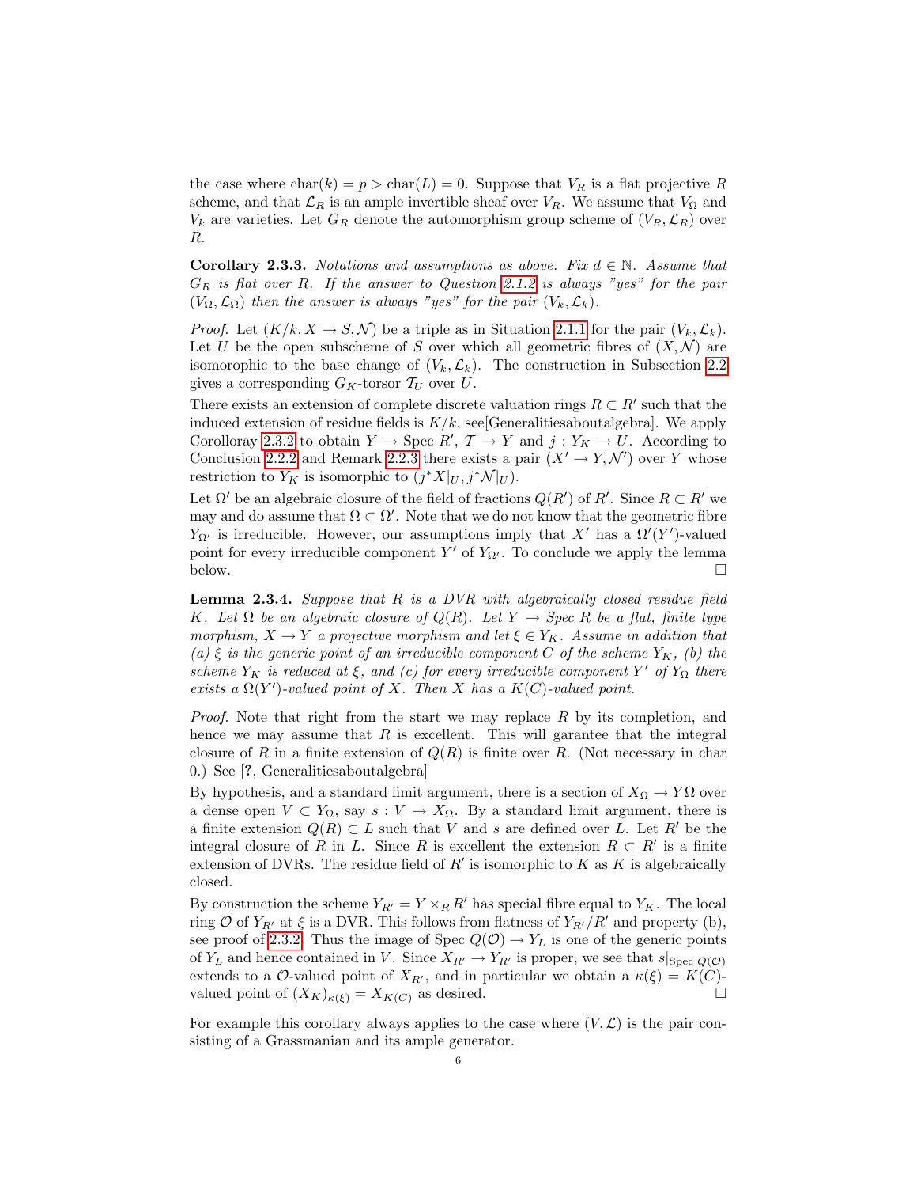the case where $\mathrm{char}(k) = p > \mathrm{char}(L) = 0$. Suppose that $V_R$ is a flat projective $R$ scheme, and that $\mathcal{L}_R$ is an ample invertible sheaf over $V_R$. We assume that $V_\Omega$ and $V_k$ are varieties. Let $G_R$ denote the automorphism group scheme of $(V_R, \mathcal{L}_R)$ over $R$.

**Corollary 2.3.3.** *Notations and assumptions as above. Fix $d \in \mathbb{N}$. Assume that $G_R$ is flat over $R$. If the answer to Question 2.1.2 is always "yes" for the pair $(V_\Omega, \mathcal{L}_\Omega)$ then the answer is always "yes" for the pair $(V_k, \mathcal{L}_k)$.*

*Proof.* Let $(K/k, X \to S, \mathcal{N})$ be a triple as in Situation 2.1.1 for the pair $(V_k, \mathcal{L}_k)$. Let $U$ be the open subscheme of $S$ over which all geometric fibres of $(X, \mathcal{N})$ are isomorophic to the base change of $(V_k, \mathcal{L}_k)$. The construction in Subsection 2.2 gives a corresponding $G_K$-torsor $\mathcal{T}_U$ over $U$.

There exists an extension of complete discrete valuation rings $R \subset R'$ such that the induced extension of residue fields is $K/k$, see[Generalitiesaboutalgebra]. We apply Corolloray 2.3.2 to obtain $Y \to \mathrm{Spec}\ R'$, $\mathcal{T} \to Y$ and $j : Y_K \to U$. According to Conclusion 2.2.2 and Remark 2.2.3 there exists a pair $(X' \to Y, \mathcal{N}')$ over $Y$ whose restriction to $Y_K$ is isomorphic to $(j^*X|_U, j^*\mathcal{N}|_U)$.

Let $\Omega'$ be an algebraic closure of the field of fractions $Q(R')$ of $R'$. Since $R \subset R'$ we may and do assume that $\Omega \subset \Omega'$. Note that we do not know that the geometric fibre $Y_{\Omega'}$ is irreducible. However, our assumptions imply that $X'$ has a $\Omega'(Y')$-valued point for every irreducible component $Y'$ of $Y_{\Omega'}$. To conclude we apply the lemma below. □

**Lemma 2.3.4.** *Suppose that $R$ is a DVR with algebraically closed residue field $K$. Let $\Omega$ be an algebraic closure of $Q(R)$. Let $Y \to \mathrm{Spec}\ R$ be a flat, finite type morphism, $X \to Y$ a projective morphism and let $\xi \in Y_K$. Assume in addition that (a) $\xi$ is the generic point of an irreducible component $C$ of the scheme $Y_K$, (b) the scheme $Y_K$ is reduced at $\xi$, and (c) for every irreducible component $Y'$ of $Y_\Omega$ there exists a $\Omega(Y')$-valued point of $X$. Then $X$ has a $K(C)$-valued point.*

*Proof.* Note that right from the start we may replace $R$ by its completion, and hence we may assume that $R$ is excellent. This will garantee that the integral closure of $R$ in a finite extension of $Q(R)$ is finite over $R$. (Not necessary in char 0.) See [**?**, Generalitiesaboutalgebra]

By hypothesis, and a standard limit argument, there is a section of $X_\Omega \to Y\Omega$ over a dense open $V \subset Y_\Omega$, say $s : V \to X_\Omega$. By a standard limit argument, there is a finite extension $Q(R) \subset L$ such that $V$ and $s$ are defined over $L$. Let $R'$ be the integral closure of $R$ in $L$. Since $R$ is excellent the extension $R \subset R'$ is a finite extension of DVRs. The residue field of $R'$ is isomorphic to $K$ as $K$ is algebraically closed.

By construction the scheme $Y_{R'} = Y \times_R R'$ has special fibre equal to $Y_K$. The local ring $\mathcal{O}$ of $Y_{R'}$ at $\xi$ is a DVR. This follows from flatness of $Y_{R'}/R'$ and property (b), see proof of 2.3.2. Thus the image of $\mathrm{Spec}\ Q(\mathcal{O}) \to Y_L$ is one of the generic points of $Y_L$ and hence contained in $V$. Since $X_{R'} \to Y_{R'}$ is proper, we see that $s|_{\mathrm{Spec}\ Q(\mathcal{O})}$ extends to a $\mathcal{O}$-valued point of $X_{R'}$, and in particular we obtain a $\kappa(\xi) = K(C)$-valued point of $(X_K)_{\kappa(\xi)} = X_{K(C)}$ as desired. □

For example this corollary always applies to the case where $(V, \mathcal{L})$ is the pair consisting of a Grassmanian and its ample generator.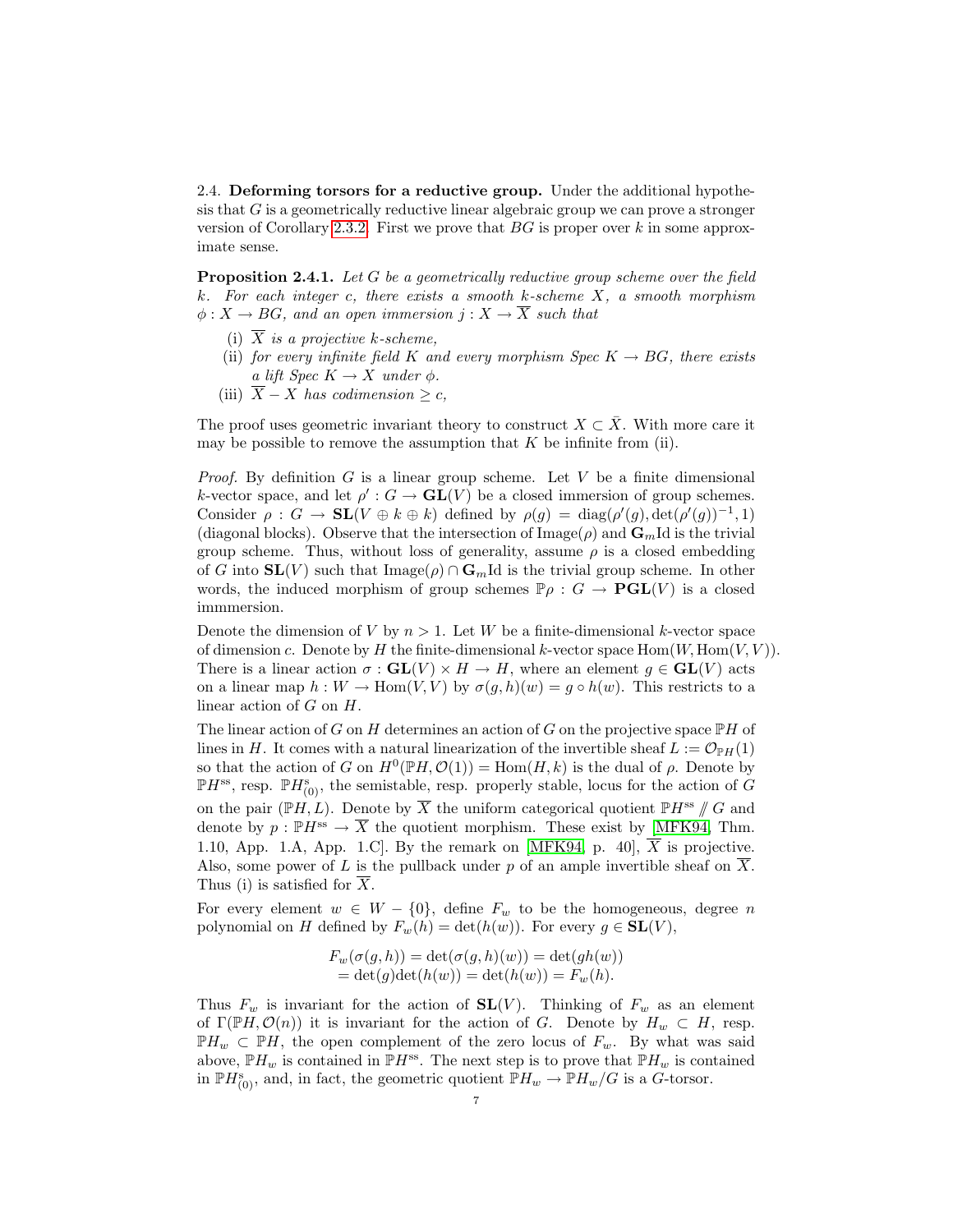## 2.4. Deforming torsors for a reductive group.

Under the additional hypothesis that $G$ is a geometrically reductive linear algebraic group we can prove a stronger version of Corollary 2.3.2. First we prove that $BG$ is proper over $k$ in some approximate sense.

**Proposition 2.4.1.** *Let $G$ be a geometrically reductive group scheme over the field $k$. For each integer $c$, there exists a smooth $k$-scheme $X$, a smooth morphism $\phi : X \to BG$, and an open immersion $j : X \to \overline{X}$ such that*

- (i) *$\overline{X}$ is a projective $k$-scheme,*
- (ii) *for every infinite field $K$ and every morphism Spec $K \to BG$, there exists a lift Spec $K \to X$ under $\phi$.*
- (iii) *$\overline{X} - X$ has codimension $\geq c$,*

The proof uses geometric invariant theory to construct $X \subset \bar{X}$. With more care it may be possible to remove the assumption that $K$ be infinite from (ii).

*Proof.* By definition $G$ is a linear group scheme. Let $V$ be a finite dimensional $k$-vector space, and let $\rho' : G \to \mathbf{GL}(V)$ be a closed immersion of group schemes. Consider $\rho : G \to \mathbf{SL}(V \oplus k \oplus k)$ defined by $\rho(g) = \text{diag}(\rho'(g), \det(\rho'(g))^{-1}, 1)$ (diagonal blocks). Observe that the intersection of Image($\rho$) and $\mathbf{G}_m\text{Id}$ is the trivial group scheme. Thus, without loss of generality, assume $\rho$ is a closed embedding of $G$ into $\mathbf{SL}(V)$ such that Image($\rho$) $\cap\, \mathbf{G}_m\text{Id}$ is the trivial group scheme. In other words, the induced morphism of group schemes $\mathbb{P}\rho : G \to \mathbf{PGL}(V)$ is a closed immmersion.

Denote the dimension of $V$ by $n > 1$. Let $W$ be a finite-dimensional $k$-vector space of dimension $c$. Denote by $H$ the finite-dimensional $k$-vector space $\text{Hom}(W, \text{Hom}(V, V))$. There is a linear action $\sigma : \mathbf{GL}(V) \times H \to H$, where an element $g \in \mathbf{GL}(V)$ acts on a linear map $h : W \to \text{Hom}(V, V)$ by $\sigma(g, h)(w) = g \circ h(w)$. This restricts to a linear action of $G$ on $H$.

The linear action of $G$ on $H$ determines an action of $G$ on the projective space $\mathbb{P}H$ of lines in $H$. It comes with a natural linearization of the invertible sheaf $L := \mathcal{O}_{\mathbb{P}H}(1)$ so that the action of $G$ on $H^0(\mathbb{P}H, \mathcal{O}(1)) = \text{Hom}(H, k)$ is the dual of $\rho$. Denote by $\mathbb{P}H^{\text{ss}}$, resp. $\mathbb{P}H^{\text{s}}_{(0)}$, the semistable, resp. properly stable, locus for the action of $G$ on the pair $(\mathbb{P}H, L)$. Denote by $\overline{X}$ the uniform categorical quotient $\mathbb{P}H^{\text{ss}} /\!\!/ G$ and denote by $p : \mathbb{P}H^{\text{ss}} \to \overline{X}$ the quotient morphism. These exist by [MFK94, Thm. 1.10, App. 1.A, App. 1.C]. By the remark on [MFK94, p. 40], $\overline{X}$ is projective. Also, some power of $L$ is the pullback under $p$ of an ample invertible sheaf on $\overline{X}$. Thus (i) is satisfied for $\overline{X}$.

For every element $w \in W - \{0\}$, define $F_w$ to be the homogeneous, degree $n$ polynomial on $H$ defined by $F_w(h) = \det(h(w))$. For every $g \in \mathbf{SL}(V)$,

$$\begin{aligned} F_w(\sigma(g, h)) &= \det(\sigma(g, h)(w)) = \det(gh(w)) \\ &= \det(g)\det(h(w)) = \det(h(w)) = F_w(h). \end{aligned}$$

Thus $F_w$ is invariant for the action of $\mathbf{SL}(V)$. Thinking of $F_w$ as an element of $\Gamma(\mathbb{P}H, \mathcal{O}(n))$ it is invariant for the action of $G$. Denote by $H_w \subset H$, resp. $\mathbb{P}H_w \subset \mathbb{P}H$, the open complement of the zero locus of $F_w$. By what was said above, $\mathbb{P}H_w$ is contained in $\mathbb{P}H^{\text{ss}}$. The next step is to prove that $\mathbb{P}H_w$ is contained in $\mathbb{P}H^{\text{s}}_{(0)}$, and, in fact, the geometric quotient $\mathbb{P}H_w \to \mathbb{P}H_w/G$ is a $G$-torsor.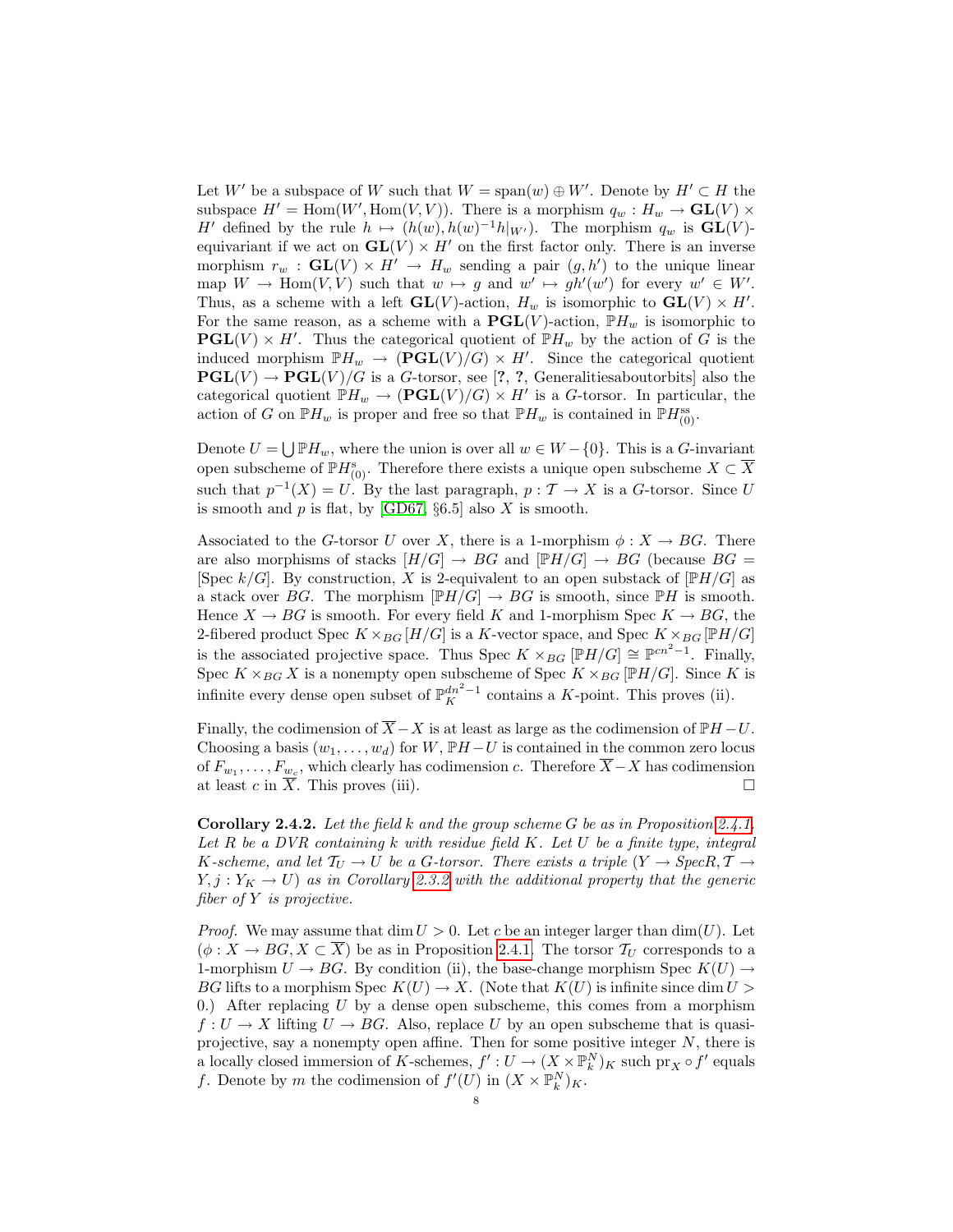Let $W'$ be a subspace of $W$ such that $W = \text{span}(w) \oplus W'$. Denote by $H' \subset H$ the subspace $H' = \text{Hom}(W', \text{Hom}(V,V))$. There is a morphism $q_w : H_w \to \mathbf{GL}(V) \times H'$ defined by the rule $h \mapsto (h(w), h(w)^{-1}h|_{W'})$. The morphism $q_w$ is $\mathbf{GL}(V)$-equivariant if we act on $\mathbf{GL}(V) \times H'$ on the first factor only. There is an inverse morphism $r_w : \mathbf{GL}(V) \times H' \to H_w$ sending a pair $(g, h')$ to the unique linear map $W \to \text{Hom}(V,V)$ such that $w \mapsto g$ and $w' \mapsto gh'(w')$ for every $w' \in W'$. Thus, as a scheme with a left $\mathbf{GL}(V)$-action, $H_w$ is isomorphic to $\mathbf{GL}(V) \times H'$. For the same reason, as a scheme with a $\mathbf{PGL}(V)$-action, $\mathbb{P}H_w$ is isomorphic to $\mathbf{PGL}(V) \times H'$. Thus the categorical quotient of $\mathbb{P}H_w$ by the action of $G$ is the induced morphism $\mathbb{P}H_w \to (\mathbf{PGL}(V)/G) \times H'$. Since the categorical quotient $\mathbf{PGL}(V) \to \mathbf{PGL}(V)/G$ is a $G$-torsor, see [?, ?, Generalitiesaboutorbits] also the categorical quotient $\mathbb{P}H_w \to (\mathbf{PGL}(V)/G) \times H'$ is a $G$-torsor. In particular, the action of $G$ on $\mathbb{P}H_w$ is proper and free so that $\mathbb{P}H_w$ is contained in $\mathbb{P}H^{\text{ss}}_{(0)}$.

Denote $U = \bigcup \mathbb{P}H_w$, where the union is over all $w \in W - \{0\}$. This is a $G$-invariant open subscheme of $\mathbb{P}H^{\text{s}}_{(0)}$. Therefore there exists a unique open subscheme $X \subset \overline{X}$ such that $p^{-1}(X) = U$. By the last paragraph, $p : \mathcal{T} \to X$ is a $G$-torsor. Since $U$ is smooth and $p$ is flat, by [GD67, §6.5] also $X$ is smooth.

Associated to the $G$-torsor $U$ over $X$, there is a 1-morphism $\phi : X \to BG$. There are also morphisms of stacks $[H/G] \to BG$ and $[\mathbb{P}H/G] \to BG$ (because $BG = [\text{Spec } k/G]$. By construction, $X$ is 2-equivalent to an open substack of $[\mathbb{P}H/G]$ as a stack over $BG$. The morphism $[\mathbb{P}H/G] \to BG$ is smooth, since $\mathbb{P}H$ is smooth. Hence $X \to BG$ is smooth. For every field $K$ and 1-morphism $\text{Spec } K \to BG$, the 2-fibered product $\text{Spec } K \times_{BG} [H/G]$ is a $K$-vector space, and $\text{Spec } K \times_{BG} [\mathbb{P}H/G]$ is the associated projective space. Thus $\text{Spec } K \times_{BG} [\mathbb{P}H/G] \cong \mathbb{P}^{cn^2-1}$. Finally, $\text{Spec } K \times_{BG} X$ is a nonempty open subscheme of $\text{Spec } K \times_{BG} [\mathbb{P}H/G]$. Since $K$ is infinite every dense open subset of $\mathbb{P}^{dn^2-1}_K$ contains a $K$-point. This proves (ii).

Finally, the codimension of $\overline{X} - X$ is at least as large as the codimension of $\mathbb{P}H - U$. Choosing a basis $(w_1, \dots, w_d)$ for $W$, $\mathbb{P}H - U$ is contained in the common zero locus of $F_{w_1}, \dots, F_{w_c}$, which clearly has codimension $c$. Therefore $\overline{X} - X$ has codimension at least $c$ in $\overline{X}$. This proves (iii). $\square$

**Corollary 2.4.2.** *Let the field $k$ and the group scheme $G$ be as in Proposition 2.4.1. Let $R$ be a DVR containing $k$ with residue field $K$. Let $U$ be a finite type, integral $K$-scheme, and let $\mathcal{T}_U \to U$ be a $G$-torsor. There exists a triple $(Y \to \text{Spec} R, \mathcal{T} \to Y, j : Y_K \to U)$ as in Corollary 2.3.2 with the additional property that the generic fiber of $Y$ is projective.*

*Proof.* We may assume that $\dim U > 0$. Let $c$ be an integer larger than $\dim(U)$. Let $(\phi : X \to BG, X \subset \overline{X})$ be as in Proposition 2.4.1. The torsor $\mathcal{T}_U$ corresponds to a 1-morphism $U \to BG$. By condition (ii), the base-change morphism $\text{Spec } K(U) \to BG$ lifts to a morphism $\text{Spec } K(U) \to X$. (Note that $K(U)$ is infinite since $\dim U > 0$.) After replacing $U$ by a dense open subscheme, this comes from a morphism $f : U \to X$ lifting $U \to BG$. Also, replace $U$ by an open subscheme that is quasi-projective, say a nonempty open affine. Then for some positive integer $N$, there is a locally closed immersion of $K$-schemes, $f' : U \to (X \times \mathbb{P}^N_k)_K$ such $\text{pr}_X \circ f'$ equals $f$. Denote by $m$ the codimension of $f'(U)$ in $(X \times \mathbb{P}^N_k)_K$.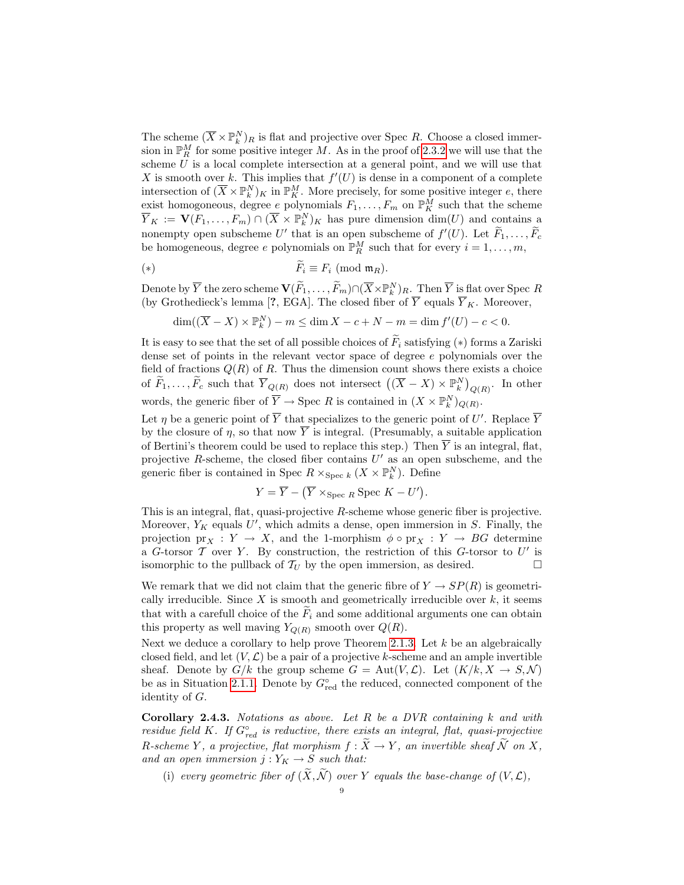The scheme $(\overline{X} \times \mathbb{P}^N_k)_R$ is flat and projective over Spec $R$. Choose a closed immersion in $\mathbb{P}^M_R$ for some positive integer $M$. As in the proof of 2.3.2 we will use that the scheme $U$ is a local complete intersection at a general point, and we will use that $X$ is smooth over $k$. This implies that $f'(U)$ is dense in a component of a complete intersection of $(\overline{X} \times \mathbb{P}^N_k)_K$ in $\mathbb{P}^M_K$. More precisely, for some positive integer $e$, there exist homogoneous, degree $e$ polynomials $F_1, \ldots, F_m$ on $\mathbb{P}^M_K$ such that the scheme $\overline{Y}_K := \mathbf{V}(F_1, \ldots, F_m) \cap (\overline{X} \times \mathbb{P}^N_k)_K$ has pure dimension $\dim(U)$ and contains a nonempty open subscheme $U'$ that is an open subscheme of $f'(U)$. Let $\widetilde{F}_1, \ldots, \widetilde{F}_c$ be homogeneous, degree $e$ polynomials on $\mathbb{P}^M_R$ such that for every $i = 1, \ldots, m$,

$$(*) \qquad \widetilde{F}_i \equiv F_i \pmod{\mathfrak{m}_R}.$$

Denote by $\overline{Y}$ the zero scheme $\mathbf{V}(\widetilde{F}_1, \ldots, \widetilde{F}_m) \cap (\overline{X} \times \mathbb{P}^N_k)_R$. Then $\overline{Y}$ is flat over Spec $R$ (by Grothedieck's lemma [?, EGA]. The closed fiber of $\overline{Y}$ equals $\overline{Y}_K$. Moreover,

$$\dim((\overline{X} - X) \times \mathbb{P}^N_k) - m \leq \dim X - c + N - m = \dim f'(U) - c < 0.$$

It is easy to see that the set of all possible choices of $\widetilde{F}_i$ satisfying $(*)$ forms a Zariski dense set of points in the relevant vector space of degree $e$ polynomials over the field of fractions $Q(R)$ of $R$. Thus the dimension count shows there exists a choice of $\widetilde{F}_1, \ldots, \widetilde{F}_c$ such that $\overline{Y}_{Q(R)}$ does not intersect $\big((\overline{X} - X) \times \mathbb{P}^N_k\big)_{Q(R)}$. In other words, the generic fiber of $\overline{Y} \to \text{Spec } R$ is contained in $(X \times \mathbb{P}^N_k)_{Q(R)}$.

Let $\eta$ be a generic point of $\overline{Y}$ that specializes to the generic point of $U'$. Replace $\overline{Y}$ by the closure of $\eta$, so that now $\overline{Y}$ is integral. (Presumably, a suitable application of Bertini's theorem could be used to replace this step.) Then $\overline{Y}$ is an integral, flat, projective $R$-scheme, the closed fiber contains $U'$ as an open subscheme, and the generic fiber is contained in $\text{Spec } R \times_{\text{Spec } k} (X \times \mathbb{P}^N_k)$. Define

$$Y = \overline{Y} - \big(\overline{Y} \times_{\text{Spec } R} \text{Spec } K - U'\big).$$

This is an integral, flat, quasi-projective $R$-scheme whose generic fiber is projective. Moreover, $Y_K$ equals $U'$, which admits a dense, open immersion in $S$. Finally, the projection $\text{pr}_X : Y \to X$, and the 1-morphism $\phi \circ \text{pr}_X : Y \to BG$ determine a $G$-torsor $\mathcal{T}$ over $Y$. By construction, the restriction of this $G$-torsor to $U'$ is isomorphic to the pullback of $\mathcal{T}_U$ by the open immersion, as desired. □

We remark that we did not claim that the generic fibre of $Y \to SP(R)$ is geometrically irreducible. Since $X$ is smooth and geometrically irreducible over $k$, it seems that with a carefull choice of the $\widetilde{F}_i$ and some additional arguments one can obtain this property as well maving $Y_{Q(R)}$ smooth over $Q(R)$.

Next we deduce a corollary to help prove Theorem 2.1.3. Let $k$ be an algebraically closed field, and let $(V, \mathcal{L})$ be a pair of a projective $k$-scheme and an ample invertible sheaf. Denote by $G/k$ the group scheme $G = \text{Aut}(V, \mathcal{L})$. Let $(K/k, X \to S, \mathcal{N})$ be as in Situation 2.1.1. Denote by $G^\circ_{\text{red}}$ the reduced, connected component of the identity of $G$.

**Corollary 2.4.3.** *Notations as above. Let $R$ be a DVR containing $k$ and with residue field $K$. If $G^\circ_{red}$ is reductive, there exists an integral, flat, quasi-projective $R$-scheme $Y$, a projective, flat morphism $f : \widetilde{X} \to Y$, an invertible sheaf $\widetilde{\mathcal{N}}$ on $X$, and an open immersion $j : Y_K \to S$ such that:*

(i) *every geometric fiber of $(\widetilde{X}, \widetilde{\mathcal{N}})$ over $Y$ equals the base-change of $(V, \mathcal{L})$,*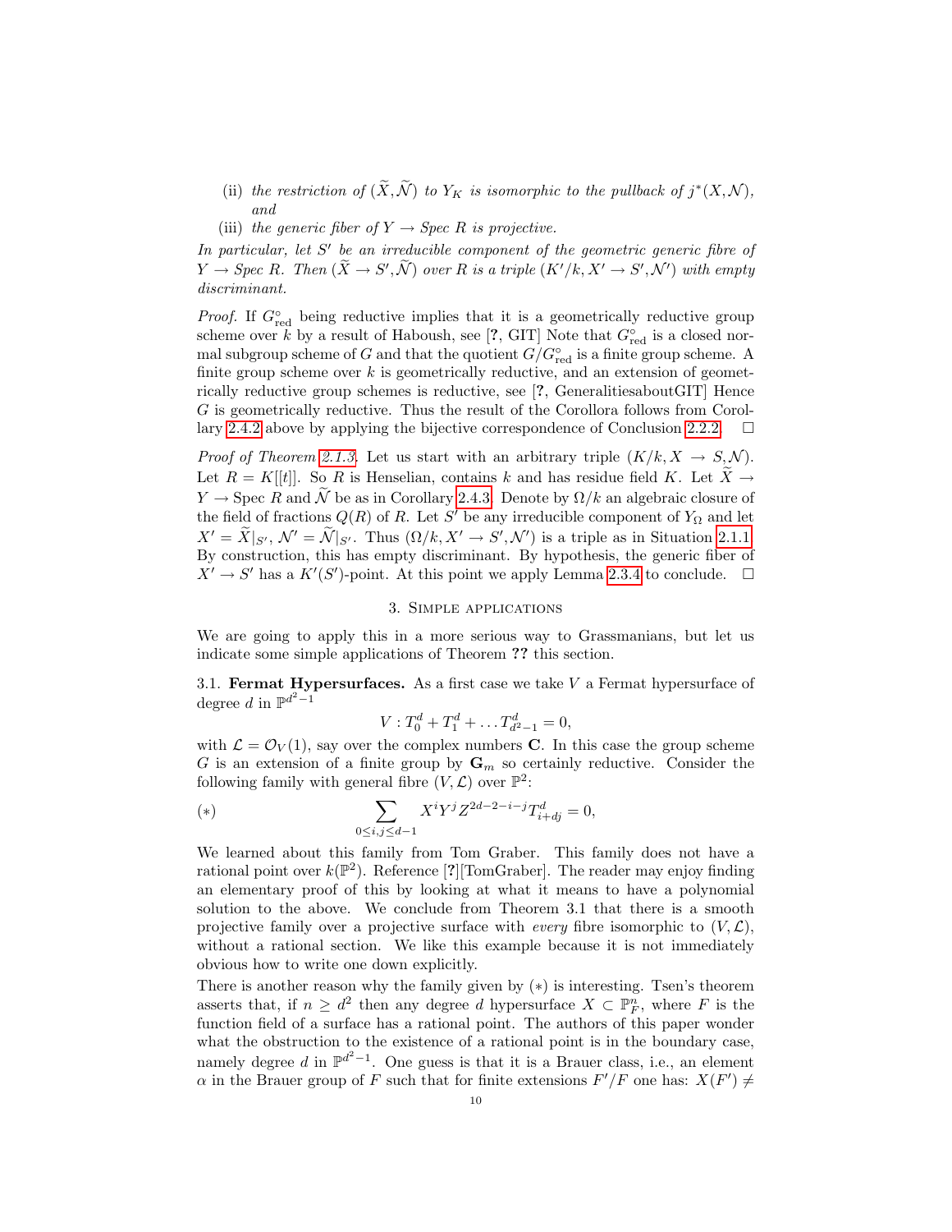(ii) *the restriction of* $(\widetilde{X}, \widetilde{\mathcal{N}})$ *to* $Y_K$ *is isomorphic to the pullback of* $j^*(X, \mathcal{N})$*, and*

(iii) *the generic fiber of* $Y \to$ *Spec* $R$ *is projective.*

*In particular, let* $S'$ *be an irreducible component of the geometric generic fibre of* $Y \to$ *Spec* $R$*. Then* $(\widetilde{X} \to S', \widetilde{\mathcal{N}})$ *over* $R$ *is a triple* $(K'/k, X' \to S', \mathcal{N}')$ *with empty discriminant.*

*Proof.* If $G^\circ_{\text{red}}$ being reductive implies that it is a geometrically reductive group scheme over $k$ by a result of Haboush, see [?, GIT] Note that $G^\circ_{\text{red}}$ is a closed normal subgroup scheme of $G$ and that the quotient $G/G^\circ_{\text{red}}$ is a finite group scheme. A finite group scheme over $k$ is geometrically reductive, and an extension of geometrically reductive group schemes is reductive, see [?, GeneralitiesaboutGIT] Hence $G$ is geometrically reductive. Thus the result of the Corollora follows from Corollary 2.4.2 above by applying the bijective correspondence of Conclusion 2.2.2. $\square$

*Proof of Theorem 2.1.3.* Let us start with an arbitrary triple $(K/k, X \to S, \mathcal{N})$. Let $R = K[[t]]$. So $R$ is Henselian, contains $k$ and has residue field $K$. Let $\widetilde{X} \to Y \to \operatorname{Spec} R$ and $\widetilde{\mathcal{N}}$ be as in Corollary 2.4.3. Denote by $\Omega/k$ an algebraic closure of the field of fractions $Q(R)$ of $R$. Let $S'$ be any irreducible component of $Y_\Omega$ and let $X' = \widetilde{X}|_{S'}$, $\mathcal{N}' = \widetilde{\mathcal{N}}|_{S'}$. Thus $(\Omega/k, X' \to S', \mathcal{N}')$ is a triple as in Situation 2.1.1. By construction, this has empty discriminant. By hypothesis, the generic fiber of $X' \to S'$ has a $K'(S')$-point. At this point we apply Lemma 2.3.4 to conclude. $\square$

## 3. Simple applications

We are going to apply this in a more serious way to Grassmanians, but let us indicate some simple applications of Theorem **??** this section.

3.1. **Fermat Hypersurfaces.** As a first case we take $V$ a Fermat hypersurface of degree $d$ in $\mathbb{P}^{d^2-1}$

$$V : T_0^d + T_1^d + \dots T_{d^2-1}^d = 0,$$

with $\mathcal{L} = \mathcal{O}_V(1)$, say over the complex numbers $\mathbf{C}$. In this case the group scheme $G$ is an extension of a finite group by $\mathbf{G}_m$ so certainly reductive. Consider the following family with general fibre $(V, \mathcal{L})$ over $\mathbb{P}^2$:

$$(*) \qquad \sum_{0 \le i,j \le d-1} X^i Y^j Z^{2d-2-i-j} T_{i+dj}^d = 0,$$

We learned about this family from Tom Graber. This family does not have a rational point over $k(\mathbb{P}^2)$. Reference [**?**][TomGraber]. The reader may enjoy finding an elementary proof of this by looking at what it means to have a polynomial solution to the above. We conclude from Theorem 3.1 that there is a smooth projective family over a projective surface with *every* fibre isomorphic to $(V, \mathcal{L})$, without a rational section. We like this example because it is not immediately obvious how to write one down explicitly.

There is another reason why the family given by $(*)$ is interesting. Tsen's theorem asserts that, if $n \ge d^2$ then any degree $d$ hypersurface $X \subset \mathbb{P}^n_F$, where $F$ is the function field of a surface has a rational point. The authors of this paper wonder what the obstruction to the existence of a rational point is in the boundary case, namely degree $d$ in $\mathbb{P}^{d^2-1}$. One guess is that it is a Brauer class, i.e., an element $\alpha$ in the Brauer group of $F$ such that for finite extensions $F'/F$ one has: $X(F') \neq$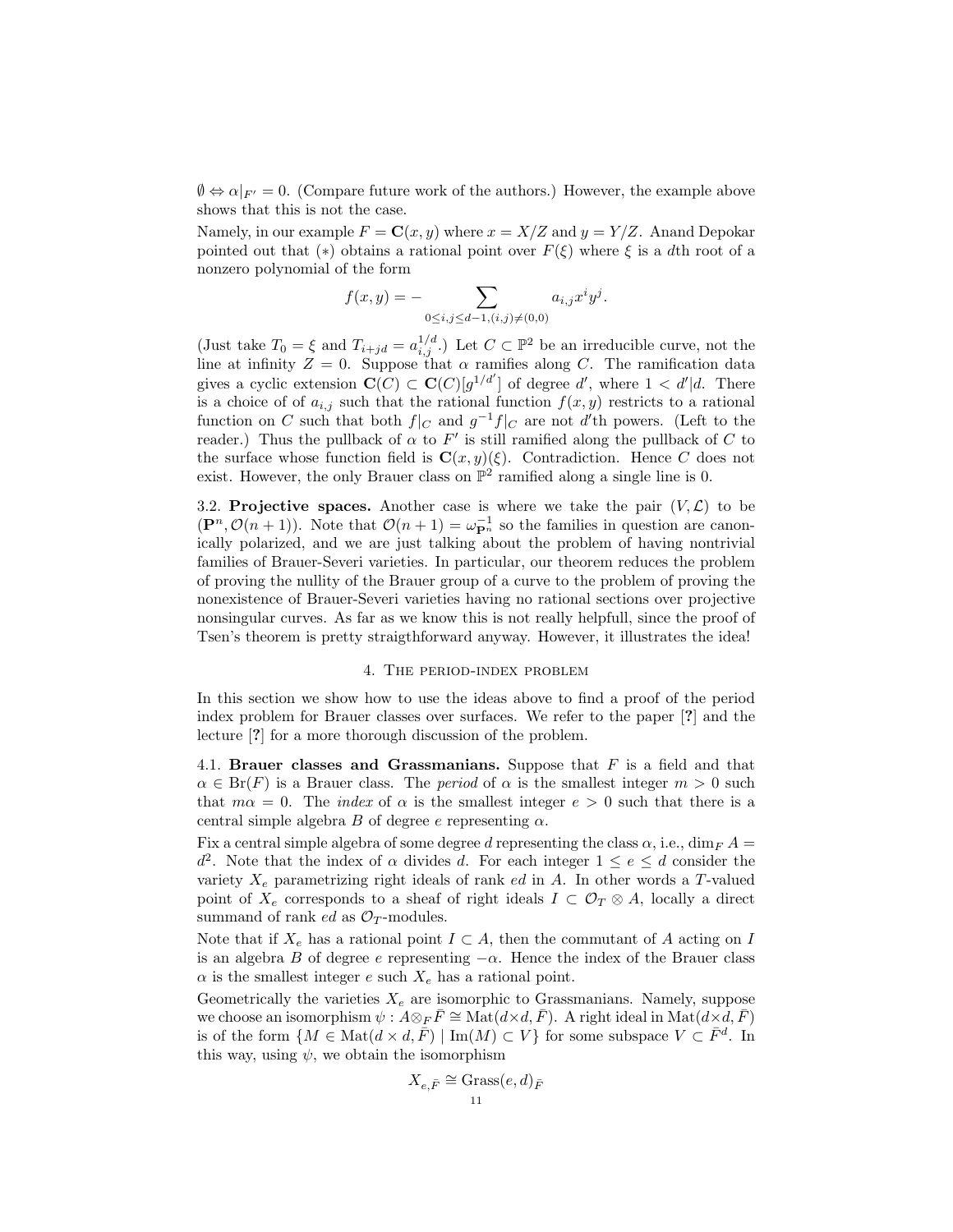$\emptyset \Leftrightarrow \alpha|_{F'} = 0$. (Compare future work of the authors.) However, the example above shows that this is not the case.

Namely, in our example $F = \mathbf{C}(x, y)$ where $x = X/Z$ and $y = Y/Z$. Anand Depokar pointed out that $(*)$ obtains a rational point over $F(\xi)$ where $\xi$ is a $d$th root of a nonzero polynomial of the form

$$f(x, y) = -\sum_{0 \leq i,j \leq d-1, (i,j) \neq (0,0)} a_{i,j} x^i y^j.$$

(Just take $T_0 = \xi$ and $T_{i+jd} = a_{i,j}^{1/d}$.) Let $C \subset \mathbb{P}^2$ be an irreducible curve, not the line at infinity $Z = 0$. Suppose that $\alpha$ ramifies along $C$. The ramification data gives a cyclic extension $\mathbf{C}(C) \subset \mathbf{C}(C)[g^{1/d'}]$ of degree $d'$, where $1 < d'|d$. There is a choice of of $a_{i,j}$ such that the rational function $f(x, y)$ restricts to a rational function on $C$ such that both $f|_C$ and $g^{-1}f|_C$ are not $d'$th powers. (Left to the reader.) Thus the pullback of $\alpha$ to $F'$ is still ramified along the pullback of $C$ to the surface whose function field is $\mathbf{C}(x, y)(\xi)$. Contradiction. Hence $C$ does not exist. However, the only Brauer class on $\mathbb{P}^2$ ramified along a single line is 0.

3.2. **Projective spaces.** Another case is where we take the pair $(V, \mathcal{L})$ to be $(\mathbf{P}^n, \mathcal{O}(n+1))$. Note that $\mathcal{O}(n+1) = \omega_{\mathbf{P}^n}^{-1}$ so the families in question are canonically polarized, and we are just talking about the problem of having nontrivial families of Brauer-Severi varieties. In particular, our theorem reduces the problem of proving the nullity of the Brauer group of a curve to the problem of proving the nonexistence of Brauer-Severi varieties having no rational sections over projective nonsingular curves. As far as we know this is not really helpfull, since the proof of Tsen's theorem is pretty straigthforward anyway. However, it illustrates the idea!

## 4. The period-index problem

In this section we show how to use the ideas above to find a proof of the period index problem for Brauer classes over surfaces. We refer to the paper [?] and the lecture [?] for a more thorough discussion of the problem.

4.1. **Brauer classes and Grassmanians.** Suppose that $F$ is a field and that $\alpha \in \mathrm{Br}(F)$ is a Brauer class. The *period* of $\alpha$ is the smallest integer $m > 0$ such that $m\alpha = 0$. The *index* of $\alpha$ is the smallest integer $e > 0$ such that there is a central simple algebra $B$ of degree $e$ representing $\alpha$.

Fix a central simple algebra of some degree $d$ representing the class $\alpha$, i.e., $\dim_F A = d^2$. Note that the index of $\alpha$ divides $d$. For each integer $1 \leq e \leq d$ consider the variety $X_e$ parametrizing right ideals of rank $ed$ in $A$. In other words a $T$-valued point of $X_e$ corresponds to a sheaf of right ideals $I \subset \mathcal{O}_T \otimes A$, locally a direct summand of rank $ed$ as $\mathcal{O}_T$-modules.

Note that if $X_e$ has a rational point $I \subset A$, then the commutant of $A$ acting on $I$ is an algebra $B$ of degree $e$ representing $-\alpha$. Hence the index of the Brauer class $\alpha$ is the smallest integer $e$ such $X_e$ has a rational point.

Geometrically the varieties $X_e$ are isomorphic to Grassmanians. Namely, suppose we choose an isomorphism $\psi : A \otimes_F \bar{F} \cong \mathrm{Mat}(d \times d, \bar{F})$. A right ideal in $\mathrm{Mat}(d \times d, \bar{F})$ is of the form $\{M \in \mathrm{Mat}(d \times d, \bar{F}) \mid \mathrm{Im}(M) \subset V\}$ for some subspace $V \subset \bar{F}^d$. In this way, using $\psi$, we obtain the isomorphism

$$X_{e,\bar{F}} \cong \mathrm{Grass}(e, d)_{\bar{F}}$$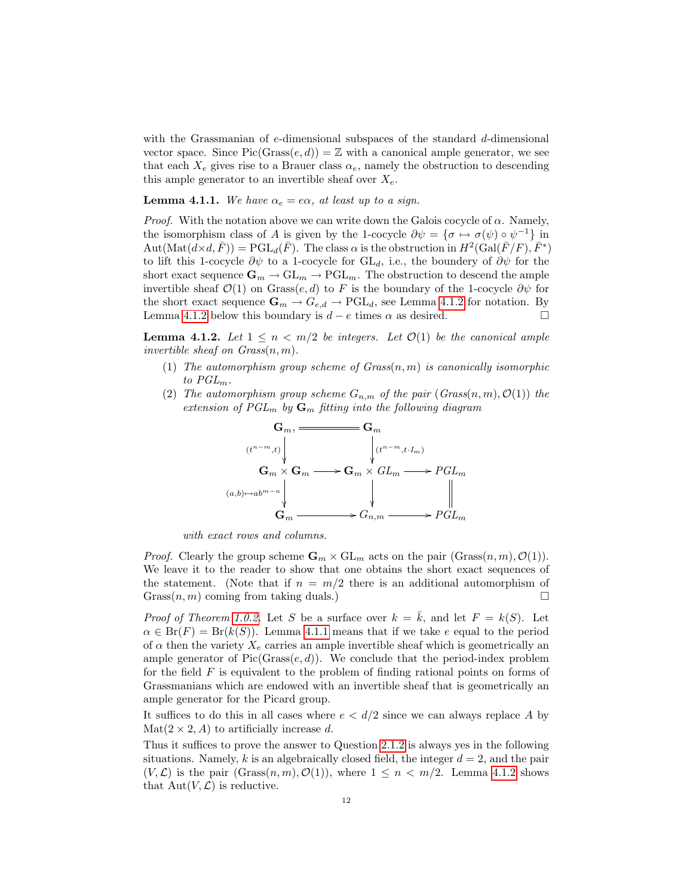with the Grassmanian of $e$-dimensional subspaces of the standard $d$-dimensional vector space. Since $\mathrm{Pic}(\mathrm{Grass}(e,d)) = \mathbb{Z}$ with a canonical ample generator, we see that each $X_e$ gives rise to a Brauer class $\alpha_e$, namely the obstruction to descending this ample generator to an invertible sheaf over $X_e$.

**Lemma 4.1.1.** *We have $\alpha_e = e\alpha$, at least up to a sign.*

*Proof.* With the notation above we can write down the Galois cocycle of $\alpha$. Namely, the isomorphism class of $A$ is given by the 1-cocycle $\partial\psi = \{\sigma \mapsto \sigma(\psi) \circ \psi^{-1}\}$ in $\mathrm{Aut}(\mathrm{Mat}(d \times d, \bar{F})) = \mathrm{PGL}_d(\bar{F})$. The class $\alpha$ is the obstruction in $H^2(\mathrm{Gal}(\bar{F}/F), \bar{F}^*)$ to lift this 1-cocycle $\partial\psi$ to a 1-cocycle for $\mathrm{GL}_d$, i.e., the boundery of $\partial\psi$ for the short exact sequence $\mathbf{G}_m \to \mathrm{GL}_m \to \mathrm{PGL}_m$. The obstruction to descend the ample invertible sheaf $\mathcal{O}(1)$ on $\mathrm{Grass}(e,d)$ to $F$ is the boundary of the 1-cocycle $\partial\psi$ for the short exact sequence $\mathbf{G}_m \to G_{e,d} \to \mathrm{PGL}_d$, see Lemma 4.1.2 for notation. By Lemma 4.1.2 below this boundary is $d-e$ times $\alpha$ as desired. □

**Lemma 4.1.2.** *Let $1 \leq n < m/2$ be integers. Let $\mathcal{O}(1)$ be the canonical ample invertible sheaf on $Grass(n,m)$.*

1. *The automorphism group scheme of $Grass(n,m)$ is canonically isomorphic to $PGL_m$.*
2. *The automorphism group scheme $G_{n,m}$ of the pair $(Grass(n,m), \mathcal{O}(1))$ the extension of $PGL_m$ by $\mathbf{G}_m$ fitting into the following diagram*

$$
\begin{array}{ccccc}
\mathbf{G}_m, & = & \mathbf{G}_m & & \\
\downarrow {\scriptstyle (t^{n-m},t)} & & \downarrow {\scriptstyle (t^{n-m}, t\cdot I_m)} & & \\
\mathbf{G}_m \times \mathbf{G}_m & \longrightarrow & \mathbf{G}_m \times GL_m & \longrightarrow & PGL_m \\
\downarrow {\scriptstyle (a,b)\mapsto ab^{m-n}} & & \downarrow & & \| \\
\mathbf{G}_m & \longrightarrow & G_{n,m} & \longrightarrow & PGL_m
\end{array}
$$

*with exact rows and columns.*

*Proof.* Clearly the group scheme $\mathbf{G}_m \times \mathrm{GL}_m$ acts on the pair $(\mathrm{Grass}(n,m), \mathcal{O}(1))$. We leave it to the reader to show that one obtains the short exact sequences of the statement. (Note that if $n = m/2$ there is an additional automorphism of $\mathrm{Grass}(n,m)$ coming from taking duals.) □

*Proof of Theorem 1.0.2.* Let $S$ be a surface over $k = \bar{k}$, and let $F = k(S)$. Let $\alpha \in \mathrm{Br}(F) = \mathrm{Br}(k(S))$. Lemma 4.1.1 means that if we take $e$ equal to the period of $\alpha$ then the variety $X_e$ carries an ample invertible sheaf which is geometrically an ample generator of $\mathrm{Pic}(\mathrm{Grass}(e,d))$. We conclude that the period-index problem for the field $F$ is equivalent to the problem of finding rational points on forms of Grassmanians which are endowed with an invertible sheaf that is geometrically an ample generator for the Picard group.

It suffices to do this in all cases where $e < d/2$ since we can always replace $A$ by $\mathrm{Mat}(2 \times 2, A)$ to artificially increase $d$.

Thus it suffices to prove the answer to Question 2.1.2 is always yes in the following situations. Namely, $k$ is an algebraically closed field, the integer $d = 2$, and the pair $(V, \mathcal{L})$ is the pair $(\mathrm{Grass}(n,m), \mathcal{O}(1))$, where $1 \leq n < m/2$. Lemma 4.1.2 shows that $\mathrm{Aut}(V, \mathcal{L})$ is reductive.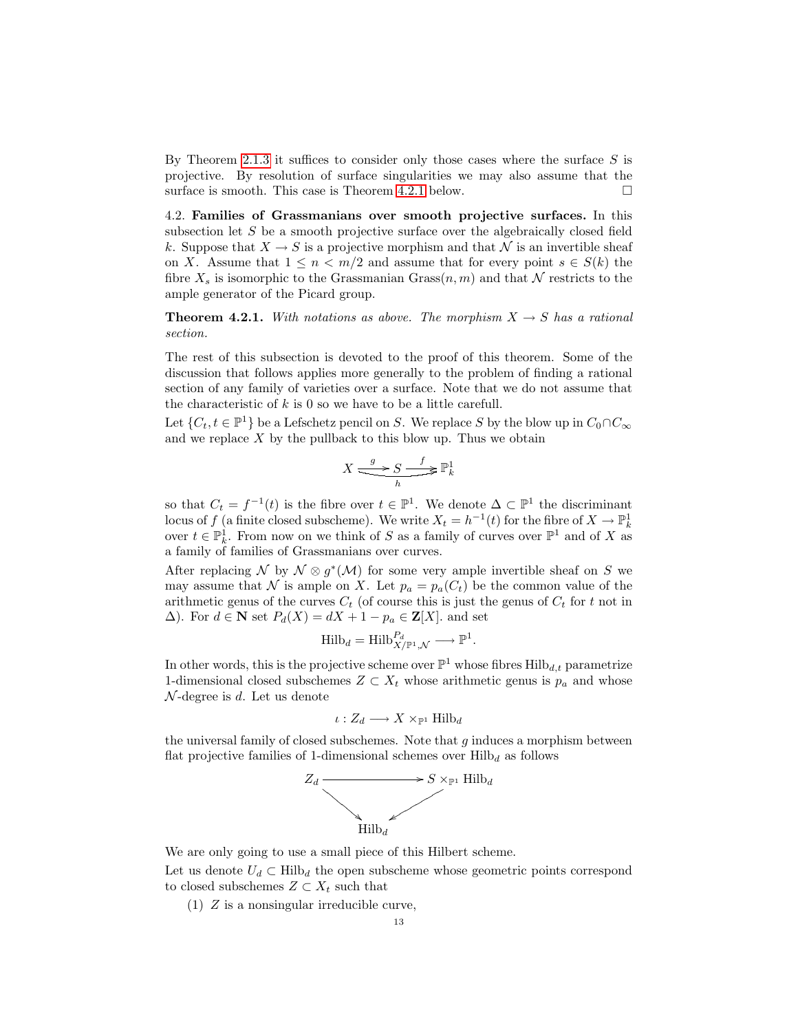By Theorem 2.1.3 it suffices to consider only those cases where the surface $S$ is projective. By resolution of surface singularities we may also assume that the surface is smooth. This case is Theorem 4.2.1 below. $\square$

4.2. **Families of Grassmanians over smooth projective surfaces.** In this subsection let $S$ be a smooth projective surface over the algebraically closed field $k$. Suppose that $X \to S$ is a projective morphism and that $\mathcal{N}$ is an invertible sheaf on $X$. Assume that $1 \leq n < m/2$ and assume that for every point $s \in S(k)$ the fibre $X_s$ is isomorphic to the Grassmanian $\mathrm{Grass}(n, m)$ and that $\mathcal{N}$ restricts to the ample generator of the Picard group.

**Theorem 4.2.1.** *With notations as above. The morphism $X \to S$ has a rational section.*

The rest of this subsection is devoted to the proof of this theorem. Some of the discussion that follows applies more generally to the problem of finding a rational section of any family of varieties over a surface. Note that we do not assume that the characteristic of $k$ is 0 so we have to be a little carefull.

Let $\{C_t, t \in \mathbb{P}^1\}$ be a Lefschetz pencil on $S$. We replace $S$ by the blow up in $C_0 \cap C_\infty$ and we replace $X$ by the pullback to this blow up. Thus we obtain

$$X \xrightarrow{g} S \xrightarrow{f} \mathbb{P}^1_k, \qquad h = f \circ g : X \to \mathbb{P}^1_k$$

so that $C_t = f^{-1}(t)$ is the fibre over $t \in \mathbb{P}^1$. We denote $\Delta \subset \mathbb{P}^1$ the discriminant locus of $f$ (a finite closed subscheme). We write $X_t = h^{-1}(t)$ for the fibre of $X \to \mathbb{P}^1_k$ over $t \in \mathbb{P}^1_k$. From now on we think of $S$ as a family of curves over $\mathbb{P}^1$ and of $X$ as a family of families of Grassmanians over curves.

After replacing $\mathcal{N}$ by $\mathcal{N} \otimes g^*(\mathcal{M})$ for some very ample invertible sheaf on $S$ we may assume that $\mathcal{N}$ is ample on $X$. Let $p_a = p_a(C_t)$ be the common value of the arithmetic genus of the curves $C_t$ (of course this is just the genus of $C_t$ for $t$ not in $\Delta$). For $d \in \mathbf{N}$ set $P_d(X) = dX + 1 - p_a \in \mathbf{Z}[X]$. and set

$$\mathrm{Hilb}_d = \mathrm{Hilb}^{P_d}_{X/\mathbb{P}^1, \mathcal{N}} \longrightarrow \mathbb{P}^1.$$

In other words, this is the projective scheme over $\mathbb{P}^1$ whose fibres $\mathrm{Hilb}_{d,t}$ parametrize 1-dimensional closed subschemes $Z \subset X_t$ whose arithmetic genus is $p_a$ and whose $\mathcal{N}$-degree is $d$. Let us denote

$$\iota : Z_d \longrightarrow X \times_{\mathbb{P}^1} \mathrm{Hilb}_d$$

the universal family of closed subschemes. Note that $g$ induces a morphism between flat projective families of 1-dimensional schemes over $\mathrm{Hilb}_d$ as follows

$$\begin{array}{ccc} Z_d & \longrightarrow & S \times_{\mathbb{P}^1} \mathrm{Hilb}_d \\ & \searrow \quad \swarrow & \\ & \mathrm{Hilb}_d & \end{array}$$

We are only going to use a small piece of this Hilbert scheme.

Let us denote $U_d \subset \mathrm{Hilb}_d$ the open subscheme whose geometric points correspond to closed subschemes $Z \subset X_t$ such that

(1) $Z$ is a nonsingular irreducible curve,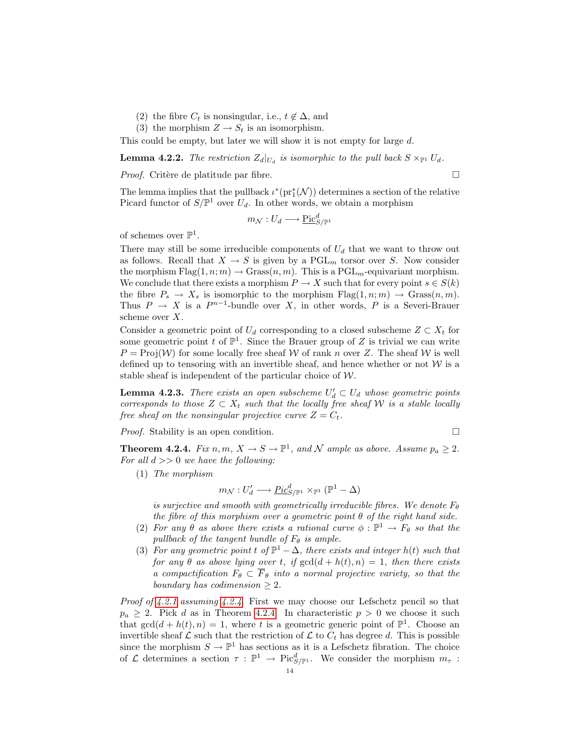(2) the fibre $C_t$ is nonsingular, i.e., $t \notin \Delta$, and
(3) the morphism $Z \to S_t$ is an isomorphism.

This could be empty, but later we will show it is not empty for large $d$.

**Lemma 4.2.2.** *The restriction $Z_d|_{U_d}$ is isomorphic to the pull back $S \times_{\mathbb{P}^1} U_d$.*

*Proof.* Critère de platitude par fibre. □

The lemma implies that the pullback $\iota^*(\mathrm{pr}_1^*(\mathcal{N}))$ determines a section of the relative Picard functor of $S/\mathbb{P}^1$ over $U_d$. In other words, we obtain a morphism

$$m_{\mathcal{N}} : U_d \longrightarrow \underline{\mathrm{Pic}}^d_{S/\mathbb{P}^1}$$

of schemes over $\mathbb{P}^1$.

There may still be some irreducible components of $U_d$ that we want to throw out as follows. Recall that $X \to S$ is given by a $\mathrm{PGL}_m$ torsor over $S$. Now consider the morphism $\mathrm{Flag}(1, n; m) \to \mathrm{Grass}(n, m)$. This is a $\mathrm{PGL}_m$-equivariant morphism. We conclude that there exists a morphism $P \to X$ such that for every point $s \in S(k)$ the fibre $P_s \to X_s$ is isomorphic to the morphism $\mathrm{Flag}(1, n; m) \to \mathrm{Grass}(n, m)$. Thus $P \to X$ is a $P^{n-1}$-bundle over $X$, in other words, $P$ is a Severi-Brauer scheme over $X$.

Consider a geometric point of $U_d$ corresponding to a closed subscheme $Z \subset X_t$ for some geometric point $t$ of $\mathbb{P}^1$. Since the Brauer group of $Z$ is trivial we can write $P = \mathrm{Proj}(\mathcal{W})$ for some locally free sheaf $\mathcal{W}$ of rank $n$ over $Z$. The sheaf $\mathcal{W}$ is well defined up to tensoring with an invertible sheaf, and hence whether or not $\mathcal{W}$ is a stable sheaf is independent of the particular choice of $\mathcal{W}$.

**Lemma 4.2.3.** *There exists an open subscheme $U'_d \subset U_d$ whose geometric points corresponds to those $Z \subset X_t$ such that the locally free sheaf $\mathcal{W}$ is a stable locally free sheaf on the nonsingular projective curve $Z = C_t$.*

*Proof.* Stability is an open condition. □

**Theorem 4.2.4.** *Fix $n, m$, $X \to S \to \mathbb{P}^1$, and $\mathcal{N}$ ample as above. Assume $p_a \geq 2$. For all $d >> 0$ we have the following:*

(1) *The morphism*

$$m_{\mathcal{N}} : U'_d \longrightarrow \underline{Pic}^d_{S/\mathbb{P}^1} \times_{\mathbb{P}^1} (\mathbb{P}^1 - \Delta)$$

*is surjective and smooth with geometrically irreducible fibres. We denote $F_\theta$ the fibre of this morphism over a geometric point $\theta$ of the right hand side.*

(2) *For any $\theta$ as above there exists a rational curve $\phi : \mathbb{P}^1 \to F_\theta$ so that the pullback of the tangent bundle of $F_\theta$ is ample.*

(3) *For any geometric point $t$ of $\mathbb{P}^1 - \Delta$, there exists and integer $h(t)$ such that for any $\theta$ as above lying over $t$, if $\gcd(d + h(t), n) = 1$, then there exists a compactification $F_\theta \subset \overline{F}_\theta$ into a normal projective variety, so that the boundary has codimension $\geq 2$.*

*Proof of 4.2.1 assuming 4.2.4.* First we may choose our Lefschetz pencil so that $p_a \geq 2$. Pick $d$ as in Theorem 4.2.4. In characteristic $p > 0$ we choose it such that $\gcd(d + h(t), n) = 1$, where $t$ is a geometric generic point of $\mathbb{P}^1$. Choose an invertible sheaf $\mathcal{L}$ such that the restriction of $\mathcal{L}$ to $C_t$ has degree $d$. This is possible since the morphism $S \to \mathbb{P}^1$ has sections as it is a Lefschetz fibration. The choice of $\mathcal{L}$ determines a section $\tau : \mathbb{P}^1 \to \mathrm{Pic}^d_{S/\mathbb{P}^1}$. We consider the morphism $m_\tau$ :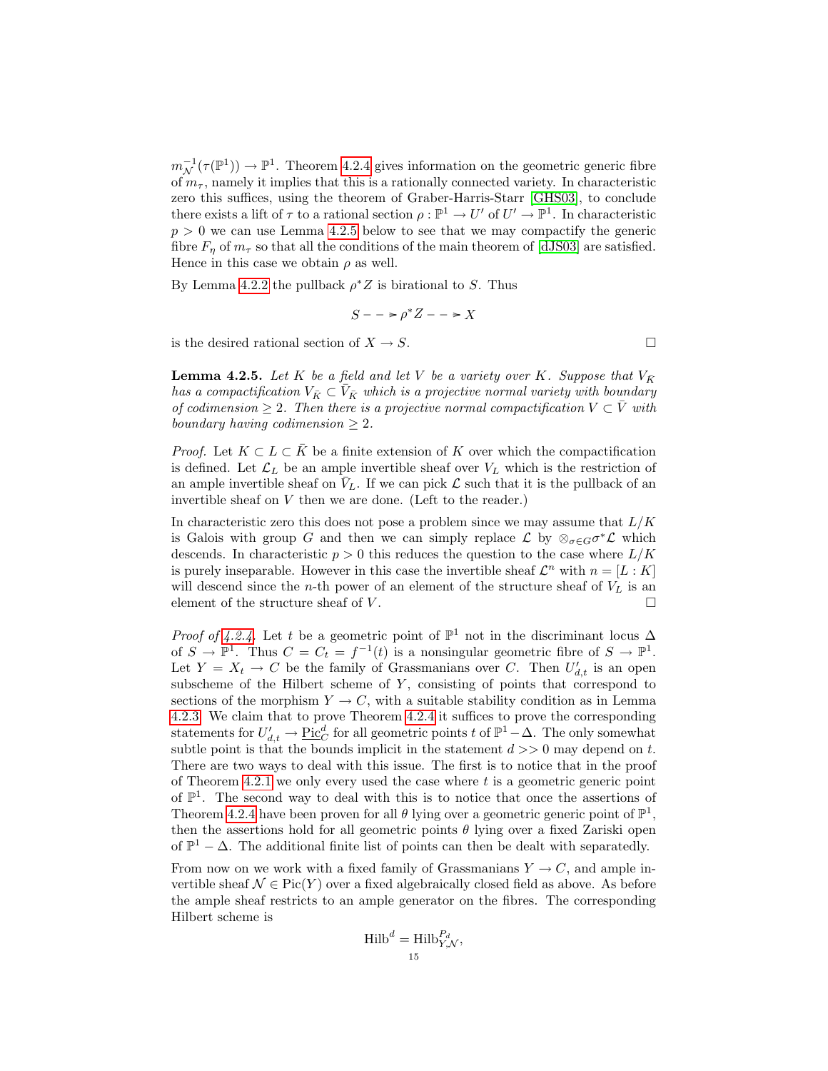$m_{\mathcal{N}}^{-1}(\tau(\mathbb{P}^1)) \to \mathbb{P}^1$. Theorem 4.2.4 gives information on the geometric generic fibre of $m_\tau$, namely it implies that this is a rationally connected variety. In characteristic zero this suffices, using the theorem of Graber-Harris-Starr [GHS03], to conclude there exists a lift of $\tau$ to a rational section $\rho : \mathbb{P}^1 \to U'$ of $U' \to \mathbb{P}^1$. In characteristic $p > 0$ we can use Lemma 4.2.5 below to see that we may compactify the generic fibre $F_\eta$ of $m_\tau$ so that all the conditions of the main theorem of [dJS03] are satisfied. Hence in this case we obtain $\rho$ as well.

By Lemma 4.2.2 the pullback $\rho^* Z$ is birational to $S$. Thus

$$S \dashrightarrow \rho^* Z \dashrightarrow X$$

is the desired rational section of $X \to S$. □

**Lemma 4.2.5.** *Let $K$ be a field and let $V$ be a variety over $K$. Suppose that $V_{\bar{K}}$ has a compactification $V_{\bar{K}} \subset \bar{V}_{\bar{K}}$ which is a projective normal variety with boundary of codimension $\geq 2$. Then there is a projective normal compactification $V \subset \bar{V}$ with boundary having codimension $\geq 2$.*

*Proof.* Let $K \subset L \subset \bar{K}$ be a finite extension of $K$ over which the compactification is defined. Let $\mathcal{L}_L$ be an ample invertible sheaf over $V_L$ which is the restriction of an ample invertible sheaf on $\bar{V}_L$. If we can pick $\mathcal{L}$ such that it is the pullback of an invertible sheaf on $V$ then we are done. (Left to the reader.)

In characteristic zero this does not pose a problem since we may assume that $L/K$ is Galois with group $G$ and then we can simply replace $\mathcal{L}$ by $\otimes_{\sigma \in G} \sigma^* \mathcal{L}$ which descends. In characteristic $p > 0$ this reduces the question to the case where $L/K$ is purely inseparable. However in this case the invertible sheaf $\mathcal{L}^n$ with $n = [L : K]$ will descend since the $n$-th power of an element of the structure sheaf of $V_L$ is an element of the structure sheaf of $V$. □

*Proof of 4.2.4.* Let $t$ be a geometric point of $\mathbb{P}^1$ not in the discriminant locus $\Delta$ of $S \to \mathbb{P}^1$. Thus $C = C_t = f^{-1}(t)$ is a nonsingular geometric fibre of $S \to \mathbb{P}^1$. Let $Y = X_t \to C$ be the family of Grassmanians over $C$. Then $U'_{d,t}$ is an open subscheme of the Hilbert scheme of $Y$, consisting of points that correspond to sections of the morphism $Y \to C$, with a suitable stability condition as in Lemma 4.2.3. We claim that to prove Theorem 4.2.4 it suffices to prove the corresponding statements for $U'_{d,t} \to \underline{\mathrm{Pic}}^d_C$ for all geometric points $t$ of $\mathbb{P}^1 - \Delta$. The only somewhat subtle point is that the bounds implicit in the statement $d >> 0$ may depend on $t$. There are two ways to deal with this issue. The first is to notice that in the proof of Theorem 4.2.1 we only every used the case where $t$ is a geometric generic point of $\mathbb{P}^1$. The second way to deal with this is to notice that once the assertions of Theorem 4.2.4 have been proven for all $\theta$ lying over a geometric generic point of $\mathbb{P}^1$, then the assertions hold for all geometric points $\theta$ lying over a fixed Zariski open of $\mathbb{P}^1 - \Delta$. The additional finite list of points can then be dealt with separatedly.

From now on we work with a fixed family of Grassmanians $Y \to C$, and ample invertible sheaf $\mathcal{N} \in \mathrm{Pic}(Y)$ over a fixed algebraically closed field as above. As before the ample sheaf restricts to an ample generator on the fibres. The corresponding Hilbert scheme is

$$\mathrm{Hilb}^d = \mathrm{Hilb}^{P_d}_{Y, \mathcal{N}},$$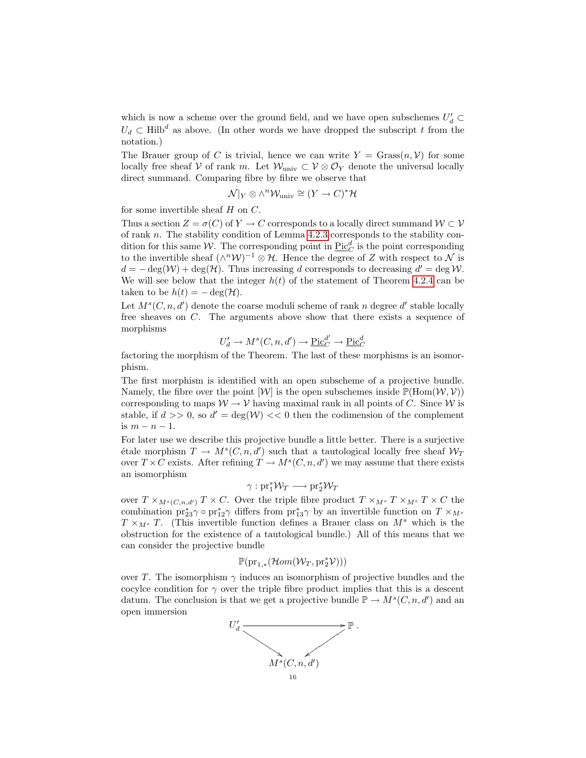which is now a scheme over the ground field, and we have open subschemes $U'_d \subset U_d \subset \mathrm{Hilb}^d$ as above. (In other words we have dropped the subscript $t$ from the notation.)

The Brauer group of $C$ is trivial, hence we can write $Y = \mathrm{Grass}(n, \mathcal{V})$ for some locally free sheaf $\mathcal{V}$ of rank $m$. Let $\mathcal{W}_{\mathrm{univ}} \subset \mathcal{V} \otimes \mathcal{O}_Y$ denote the universal locally direct summand. Comparing fibre by fibre we observe that

$$\mathcal{N}|_Y \otimes \wedge^n \mathcal{W}_{\mathrm{univ}} \cong (Y \to C)^* \mathcal{H}$$

for some invertible sheaf $H$ on $C$.

Thus a section $Z = \sigma(C)$ of $Y \to C$ corresponds to a locally direct summand $\mathcal{W} \subset \mathcal{V}$ of rank $n$. The stability condition of Lemma 4.2.3 corresponds to the stability condition for this same $\mathcal{W}$. The corresponding point in $\underline{\mathrm{Pic}}^d_C$ is the point corresponding to the invertible sheaf $(\wedge^n \mathcal{W})^{-1} \otimes \mathcal{H}$. Hence the degree of $Z$ with respect to $\mathcal{N}$ is $d = -\deg(\mathcal{W}) + \deg(\mathcal{H})$. Thus increasing $d$ corresponds to decreasing $d' = \deg \mathcal{W}$. We will see below that the integer $h(t)$ of the statement of Theorem 4.2.4 can be taken to be $h(t) = -\deg(\mathcal{H})$.

Let $M^s(C, n, d')$ denote the coarse moduli scheme of rank $n$ degree $d'$ stable locally free sheaves on $C$. The arguments above show that there exists a sequence of morphisms

$$U'_d \to M^s(C, n, d') \to \underline{\mathrm{Pic}}^{d'}_C \to \underline{\mathrm{Pic}}^d_C$$

factoring the morphism of the Theorem. The last of these morphisms is an isomorphism.

The first morphism is identified with an open subscheme of a projective bundle. Namely, the fibre over the point $[\mathcal{W}]$ is the open subschemes inside $\mathbb{P}(\mathrm{Hom}(\mathcal{W}, \mathcal{V}))$ corresponding to maps $\mathcal{W} \to \mathcal{V}$ having maximal rank in all points of $C$. Since $\mathcal{W}$ is stable, if $d >> 0$, so $d' = \deg(\mathcal{W}) << 0$ then the codimension of the complement is $m - n - 1$.

For later use we describe this projective bundle a little better. There is a surjective étale morphism $T \to M^s(C, n, d')$ such that a tautological locally free sheaf $\mathcal{W}_T$ over $T \times C$ exists. After refining $T \to M^s(C, n, d')$ we may assume that there exists an isomorphism

$$\gamma : \mathrm{pr}_1^* \mathcal{W}_T \longrightarrow \mathrm{pr}_2^* \mathcal{W}_T$$

over $T \times_{M^s(C,n,d')} T \times C$. Over the triple fibre product $T \times_{M^s} T \times_{M^s} T \times C$ the combination $\mathrm{pr}_{23}^* \gamma \circ \mathrm{pr}_{12}^* \gamma$ differs from $\mathrm{pr}_{13}^* \gamma$ by an invertible function on $T \times_{M^s} T \times_{M^s} T$. (This invertible function defines a Brauer class on $M^s$ which is the obstruction for the existence of a tautological bundle.) All of this means that we can consider the projective bundle

$$\mathbb{P}(\mathrm{pr}_{1,*}(\mathcal{H}om(\mathcal{W}_T, \mathrm{pr}_2^* \mathcal{V})))$$

over $T$. The isomorphism $\gamma$ induces an isomorphism of projective bundles and the cocylce condition for $\gamma$ over the triple fibre product implies that this is a descent datum. The conclusion is that we get a projective bundle $\mathbb{P} \to M^s(C, n, d')$ and an open immersion

$$\begin{array}{ccc} U'_d & \longrightarrow & \mathbb{P} \\ & \searrow \quad \swarrow & \\ & M^s(C, n, d') & \end{array}$$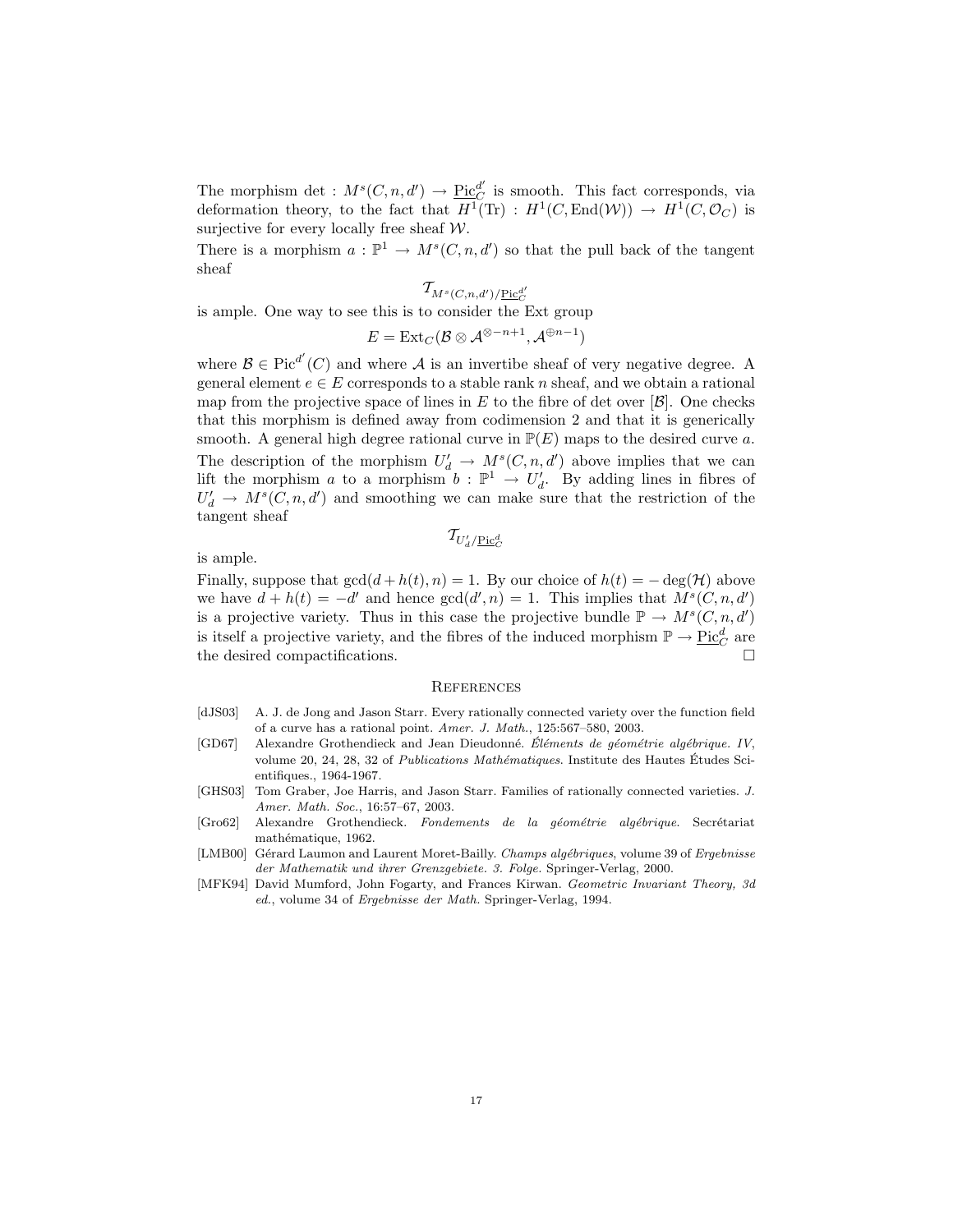The morphism $\det : M^s(C, n, d') \to \underline{\mathrm{Pic}}_C^{d'}$ is smooth. This fact corresponds, via deformation theory, to the fact that $H^1(\mathrm{Tr}) : H^1(C, \mathrm{End}(\mathcal{W})) \to H^1(C, \mathcal{O}_C)$ is surjective for every locally free sheaf $\mathcal{W}$.

There is a morphism $a : \mathbb{P}^1 \to M^s(C, n, d')$ so that the pull back of the tangent sheaf

$$\mathcal{T}_{M^s(C,n,d')/\underline{\mathrm{Pic}}_C^{d'}}$$

is ample. One way to see this is to consider the Ext group

$$E = \mathrm{Ext}_C(\mathcal{B} \otimes \mathcal{A}^{\otimes -n+1}, \mathcal{A}^{\oplus n-1})$$

where $\mathcal{B} \in \mathrm{Pic}^{d'}(C)$ and where $\mathcal{A}$ is an invertibe sheaf of very negative degree. A general element $e \in E$ corresponds to a stable rank $n$ sheaf, and we obtain a rational map from the projective space of lines in $E$ to the fibre of det over $[\mathcal{B}]$. One checks that this morphism is defined away from codimension 2 and that it is generically smooth. A general high degree rational curve in $\mathbb{P}(E)$ maps to the desired curve $a$. The description of the morphism $U'_d \to M^s(C, n, d')$ above implies that we can lift the morphism $a$ to a morphism $b : \mathbb{P}^1 \to U'_d$. By adding lines in fibres of $U'_d \to M^s(C, n, d')$ and smoothing we can make sure that the restriction of the tangent sheaf

$$\mathcal{T}_{U'_d/\underline{\mathrm{Pic}}_C^d}$$

is ample.

Finally, suppose that $\gcd(d + h(t), n) = 1$. By our choice of $h(t) = -\deg(\mathcal{H})$ above we have $d + h(t) = -d'$ and hence $\gcd(d', n) = 1$. This implies that $M^s(C, n, d')$ is a projective variety. Thus in this case the projective bundle $\mathbb{P} \to M^s(C, n, d')$ is itself a projective variety, and the fibres of the induced morphism $\mathbb{P} \to \underline{\mathrm{Pic}}_C^d$ are the desired compactifications. $\square$

## References

- [dJS03] A. J. de Jong and Jason Starr. Every rationally connected variety over the function field of a curve has a rational point. *Amer. J. Math.*, 125:567–580, 2003.
- [GD67] Alexandre Grothendieck and Jean Dieudonné. *Éléments de géométrie algébrique. IV*, volume 20, 24, 28, 32 of *Publications Mathématiques*. Institute des Hautes Études Scientifiques., 1964-1967.
- [GHS03] Tom Graber, Joe Harris, and Jason Starr. Families of rationally connected varieties. *J. Amer. Math. Soc.*, 16:57–67, 2003.
- [Gro62] Alexandre Grothendieck. *Fondements de la géométrie algébrique*. Secrétariat mathématique, 1962.
- [LMB00] Gérard Laumon and Laurent Moret-Bailly. *Champs algébriques*, volume 39 of *Ergebnisse der Mathematik und ihrer Grenzgebiete. 3. Folge*. Springer-Verlag, 2000.
- [MFK94] David Mumford, John Fogarty, and Frances Kirwan. *Geometric Invariant Theory, 3d ed.*, volume 34 of *Ergebnisse der Math.* Springer-Verlag, 1994.